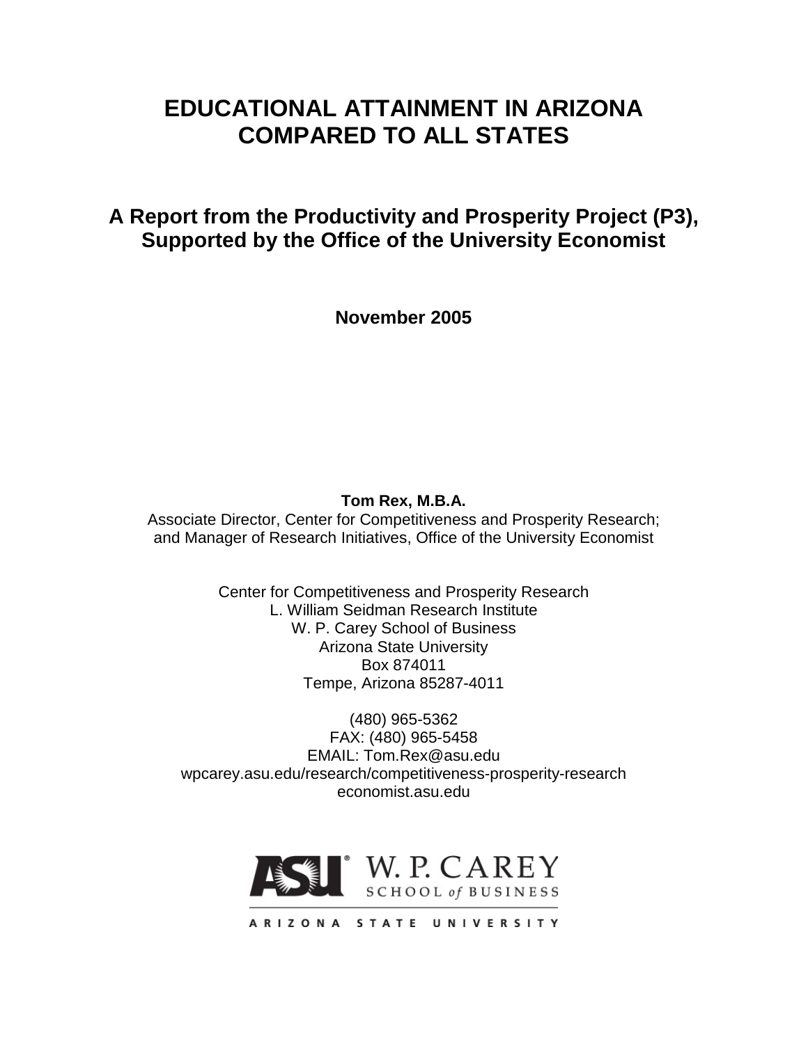# EDUCATIONAL ATTAINMENT IN ARIZONA COMPARED TO ALL STATES

## A Report from the Productivity and Prosperity Project (P3), Supported by the Office of the University Economist

**November 2005**

**Tom Rex, M.B.A.**
Associate Director, Center for Competitiveness and Prosperity Research;
and Manager of Research Initiatives, Office of the University Economist

Center for Competitiveness and Prosperity Research
L. William Seidman Research Institute
W. P. Carey School of Business
Arizona State University
Box 874011
Tempe, Arizona 85287-4011

(480) 965-5362
FAX: (480) 965-5458
EMAIL: Tom.Rex@asu.edu
wpcarey.asu.edu/research/competitiveness-prosperity-research
economist.asu.edu

ASU W. P. CAREY SCHOOL of BUSINESS
ARIZONA STATE UNIVERSITY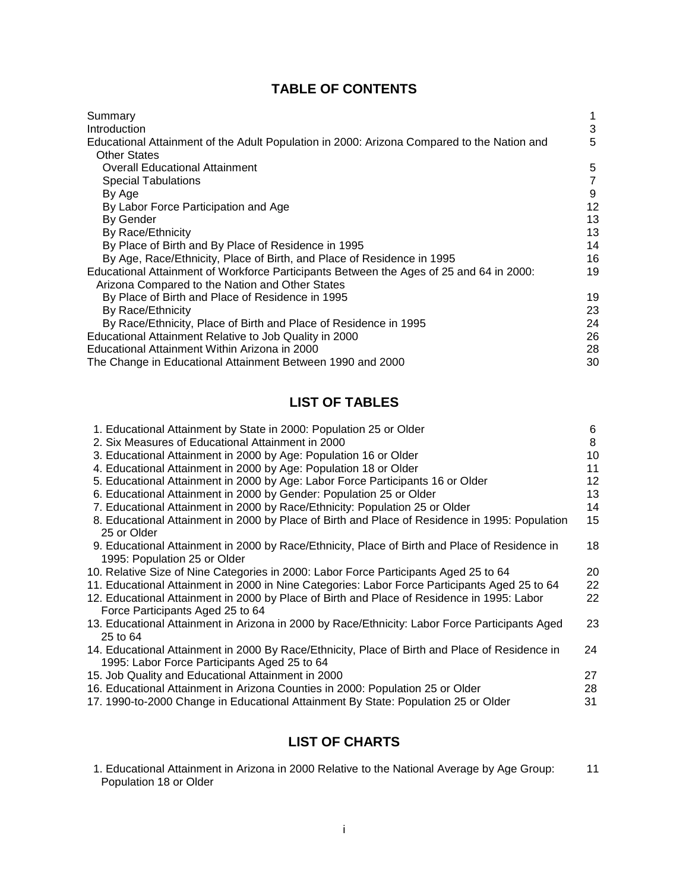## TABLE OF CONTENTS

| | |
|---|---|
| Summary | 1 |
| Introduction | 3 |
| Educational Attainment of the Adult Population in 2000: Arizona Compared to the Nation and Other States | 5 |
| Overall Educational Attainment | 5 |
| Special Tabulations | 7 |
| By Age | 9 |
| By Labor Force Participation and Age | 12 |
| By Gender | 13 |
| By Race/Ethnicity | 13 |
| By Place of Birth and By Place of Residence in 1995 | 14 |
| By Age, Race/Ethnicity, Place of Birth, and Place of Residence in 1995 | 16 |
| Educational Attainment of Workforce Participants Between the Ages of 25 and 64 in 2000: Arizona Compared to the Nation and Other States | 19 |
| By Place of Birth and Place of Residence in 1995 | 19 |
| By Race/Ethnicity | 23 |
| By Race/Ethnicity, Place of Birth and Place of Residence in 1995 | 24 |
| Educational Attainment Relative to Job Quality in 2000 | 26 |
| Educational Attainment Within Arizona in 2000 | 28 |
| The Change in Educational Attainment Between 1990 and 2000 | 30 |

## LIST OF TABLES

| | |
|---|---|
| 1. Educational Attainment by State in 2000: Population 25 or Older | 6 |
| 2. Six Measures of Educational Attainment in 2000 | 8 |
| 3. Educational Attainment in 2000 by Age: Population 16 or Older | 10 |
| 4. Educational Attainment in 2000 by Age: Population 18 or Older | 11 |
| 5. Educational Attainment in 2000 by Age: Labor Force Participants 16 or Older | 12 |
| 6. Educational Attainment in 2000 by Gender: Population 25 or Older | 13 |
| 7. Educational Attainment in 2000 by Race/Ethnicity: Population 25 or Older | 14 |
| 8. Educational Attainment in 2000 by Place of Birth and Place of Residence in 1995: Population 25 or Older | 15 |
| 9. Educational Attainment in 2000 by Race/Ethnicity, Place of Birth and Place of Residence in 1995: Population 25 or Older | 18 |
| 10. Relative Size of Nine Categories in 2000: Labor Force Participants Aged 25 to 64 | 20 |
| 11. Educational Attainment in 2000 in Nine Categories: Labor Force Participants Aged 25 to 64 | 22 |
| 12. Educational Attainment in 2000 by Place of Birth and Place of Residence in 1995: Labor Force Participants Aged 25 to 64 | 22 |
| 13. Educational Attainment in Arizona in 2000 by Race/Ethnicity: Labor Force Participants Aged 25 to 64 | 23 |
| 14. Educational Attainment in 2000 By Race/Ethnicity, Place of Birth and Place of Residence in 1995: Labor Force Participants Aged 25 to 64 | 24 |
| 15. Job Quality and Educational Attainment in 2000 | 27 |
| 16. Educational Attainment in Arizona Counties in 2000: Population 25 or Older | 28 |
| 17. 1990-to-2000 Change in Educational Attainment By State: Population 25 or Older | 31 |

## LIST OF CHARTS

| | |
|---|---|
| 1. Educational Attainment in Arizona in 2000 Relative to the National Average by Age Group: Population 18 or Older | 11 |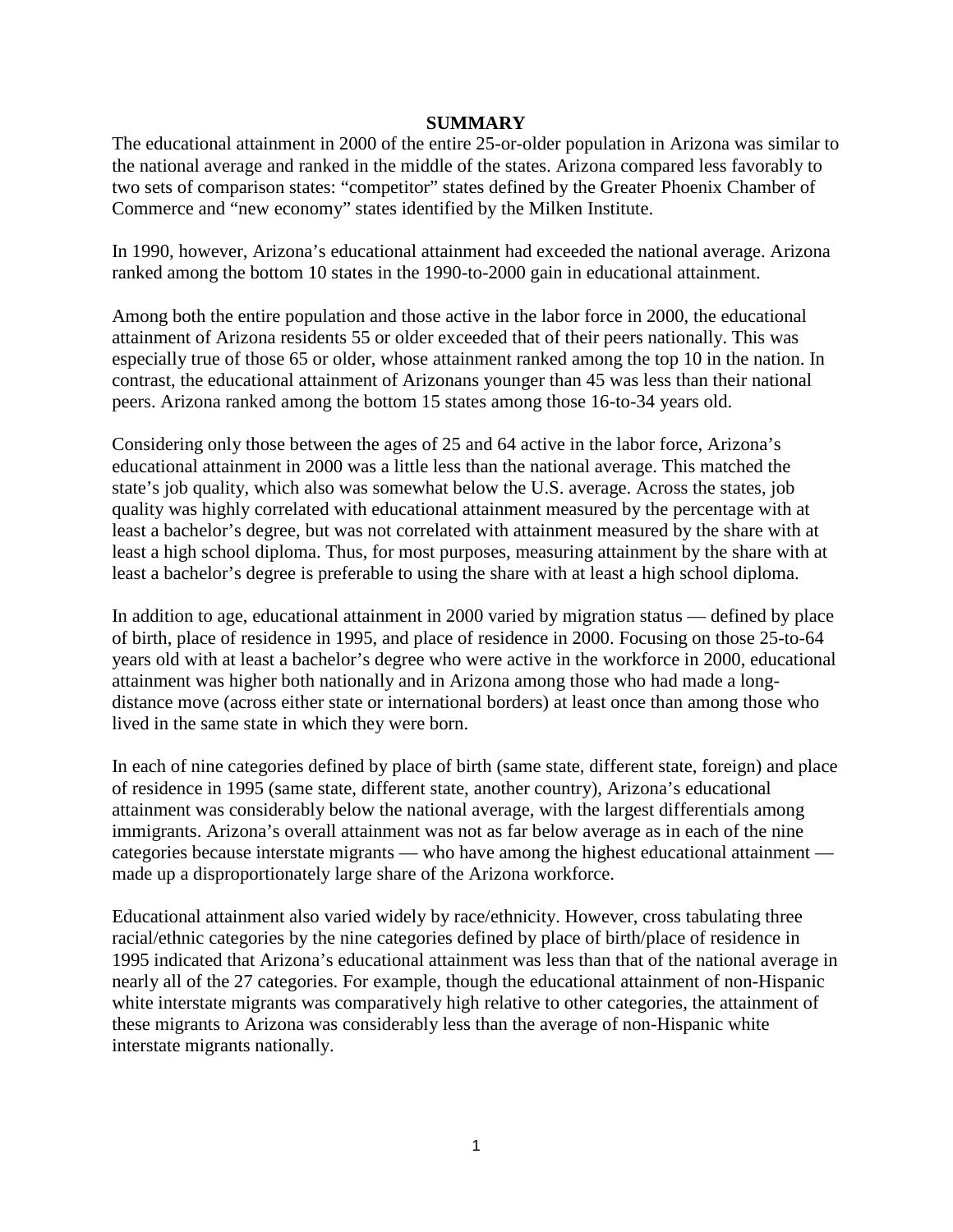# SUMMARY

The educational attainment in 2000 of the entire 25-or-older population in Arizona was similar to the national average and ranked in the middle of the states. Arizona compared less favorably to two sets of comparison states: "competitor" states defined by the Greater Phoenix Chamber of Commerce and "new economy" states identified by the Milken Institute.

In 1990, however, Arizona's educational attainment had exceeded the national average. Arizona ranked among the bottom 10 states in the 1990-to-2000 gain in educational attainment.

Among both the entire population and those active in the labor force in 2000, the educational attainment of Arizona residents 55 or older exceeded that of their peers nationally. This was especially true of those 65 or older, whose attainment ranked among the top 10 in the nation. In contrast, the educational attainment of Arizonans younger than 45 was less than their national peers. Arizona ranked among the bottom 15 states among those 16-to-34 years old.

Considering only those between the ages of 25 and 64 active in the labor force, Arizona's educational attainment in 2000 was a little less than the national average. This matched the state's job quality, which also was somewhat below the U.S. average. Across the states, job quality was highly correlated with educational attainment measured by the percentage with at least a bachelor's degree, but was not correlated with attainment measured by the share with at least a high school diploma. Thus, for most purposes, measuring attainment by the share with at least a bachelor's degree is preferable to using the share with at least a high school diploma.

In addition to age, educational attainment in 2000 varied by migration status — defined by place of birth, place of residence in 1995, and place of residence in 2000. Focusing on those 25-to-64 years old with at least a bachelor's degree who were active in the workforce in 2000, educational attainment was higher both nationally and in Arizona among those who had made a long-distance move (across either state or international borders) at least once than among those who lived in the same state in which they were born.

In each of nine categories defined by place of birth (same state, different state, foreign) and place of residence in 1995 (same state, different state, another country), Arizona's educational attainment was considerably below the national average, with the largest differentials among immigrants. Arizona's overall attainment was not as far below average as in each of the nine categories because interstate migrants — who have among the highest educational attainment — made up a disproportionately large share of the Arizona workforce.

Educational attainment also varied widely by race/ethnicity. However, cross tabulating three racial/ethnic categories by the nine categories defined by place of birth/place of residence in 1995 indicated that Arizona's educational attainment was less than that of the national average in nearly all of the 27 categories. For example, though the educational attainment of non-Hispanic white interstate migrants was comparatively high relative to other categories, the attainment of these migrants to Arizona was considerably less than the average of non-Hispanic white interstate migrants nationally.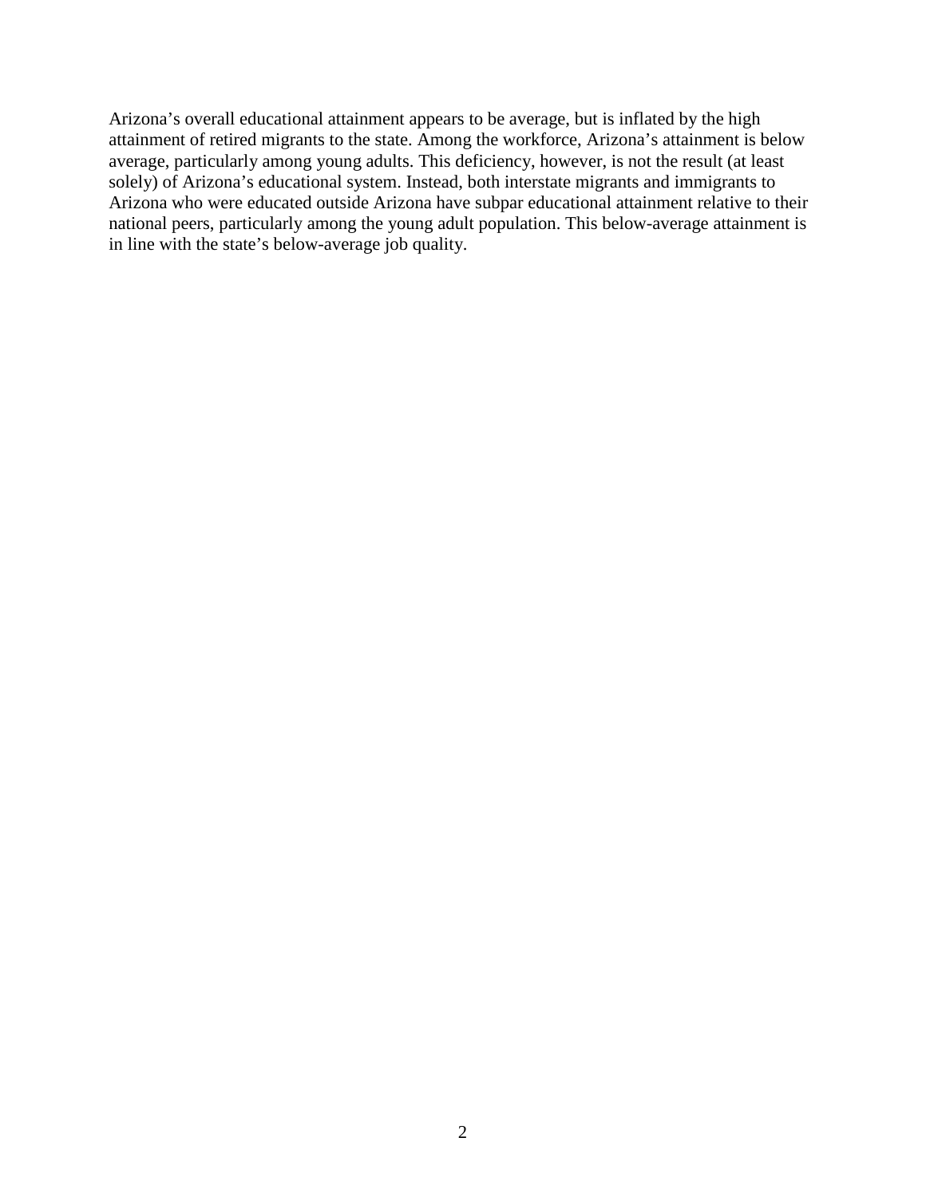Arizona's overall educational attainment appears to be average, but is inflated by the high attainment of retired migrants to the state. Among the workforce, Arizona's attainment is below average, particularly among young adults. This deficiency, however, is not the result (at least solely) of Arizona's educational system. Instead, both interstate migrants and immigrants to Arizona who were educated outside Arizona have subpar educational attainment relative to their national peers, particularly among the young adult population. This below-average attainment is in line with the state's below-average job quality.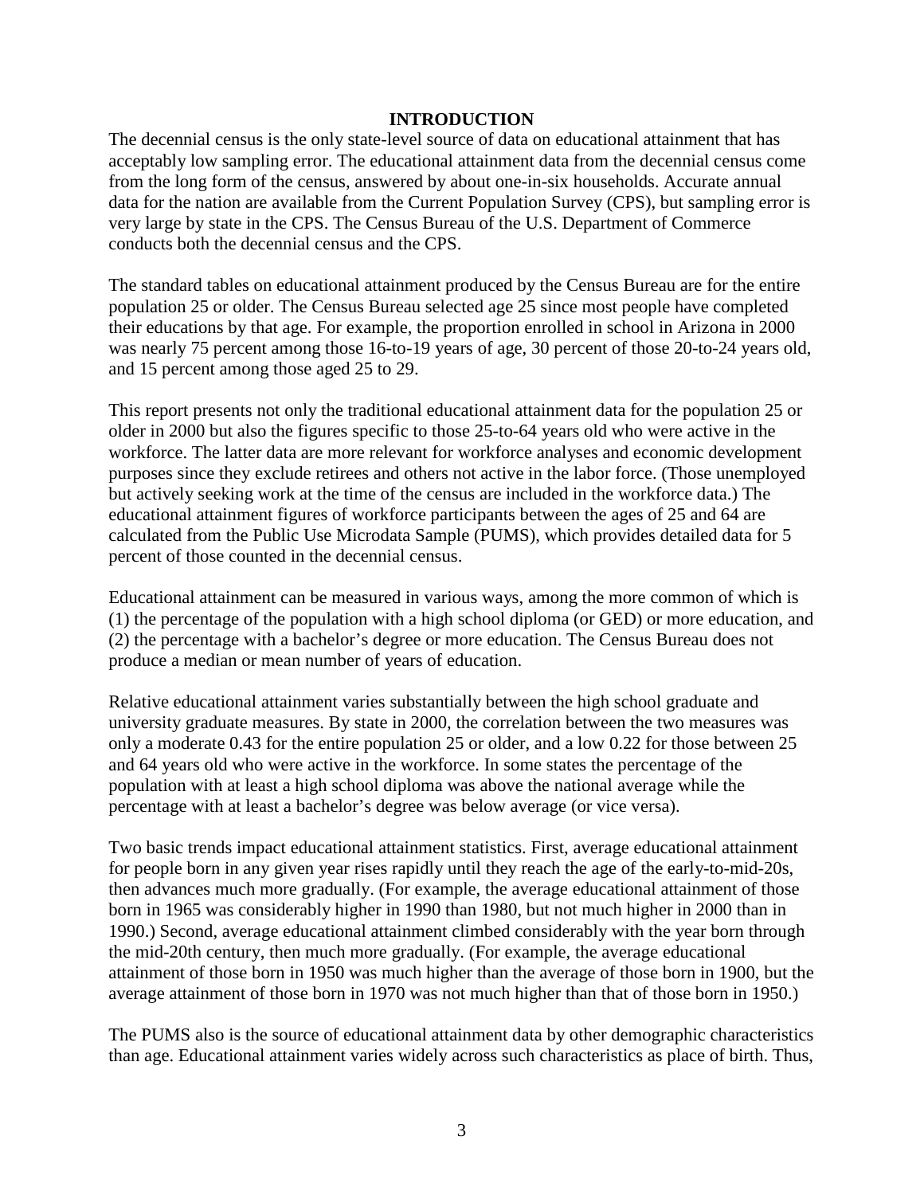## INTRODUCTION

The decennial census is the only state-level source of data on educational attainment that has acceptably low sampling error. The educational attainment data from the decennial census come from the long form of the census, answered by about one-in-six households. Accurate annual data for the nation are available from the Current Population Survey (CPS), but sampling error is very large by state in the CPS. The Census Bureau of the U.S. Department of Commerce conducts both the decennial census and the CPS.

The standard tables on educational attainment produced by the Census Bureau are for the entire population 25 or older. The Census Bureau selected age 25 since most people have completed their educations by that age. For example, the proportion enrolled in school in Arizona in 2000 was nearly 75 percent among those 16-to-19 years of age, 30 percent of those 20-to-24 years old, and 15 percent among those aged 25 to 29.

This report presents not only the traditional educational attainment data for the population 25 or older in 2000 but also the figures specific to those 25-to-64 years old who were active in the workforce. The latter data are more relevant for workforce analyses and economic development purposes since they exclude retirees and others not active in the labor force. (Those unemployed but actively seeking work at the time of the census are included in the workforce data.) The educational attainment figures of workforce participants between the ages of 25 and 64 are calculated from the Public Use Microdata Sample (PUMS), which provides detailed data for 5 percent of those counted in the decennial census.

Educational attainment can be measured in various ways, among the more common of which is (1) the percentage of the population with a high school diploma (or GED) or more education, and (2) the percentage with a bachelor's degree or more education. The Census Bureau does not produce a median or mean number of years of education.

Relative educational attainment varies substantially between the high school graduate and university graduate measures. By state in 2000, the correlation between the two measures was only a moderate 0.43 for the entire population 25 or older, and a low 0.22 for those between 25 and 64 years old who were active in the workforce. In some states the percentage of the population with at least a high school diploma was above the national average while the percentage with at least a bachelor's degree was below average (or vice versa).

Two basic trends impact educational attainment statistics. First, average educational attainment for people born in any given year rises rapidly until they reach the age of the early-to-mid-20s, then advances much more gradually. (For example, the average educational attainment of those born in 1965 was considerably higher in 1990 than 1980, but not much higher in 2000 than in 1990.) Second, average educational attainment climbed considerably with the year born through the mid-20th century, then much more gradually. (For example, the average educational attainment of those born in 1950 was much higher than the average of those born in 1900, but the average attainment of those born in 1970 was not much higher than that of those born in 1950.)

The PUMS also is the source of educational attainment data by other demographic characteristics than age. Educational attainment varies widely across such characteristics as place of birth. Thus,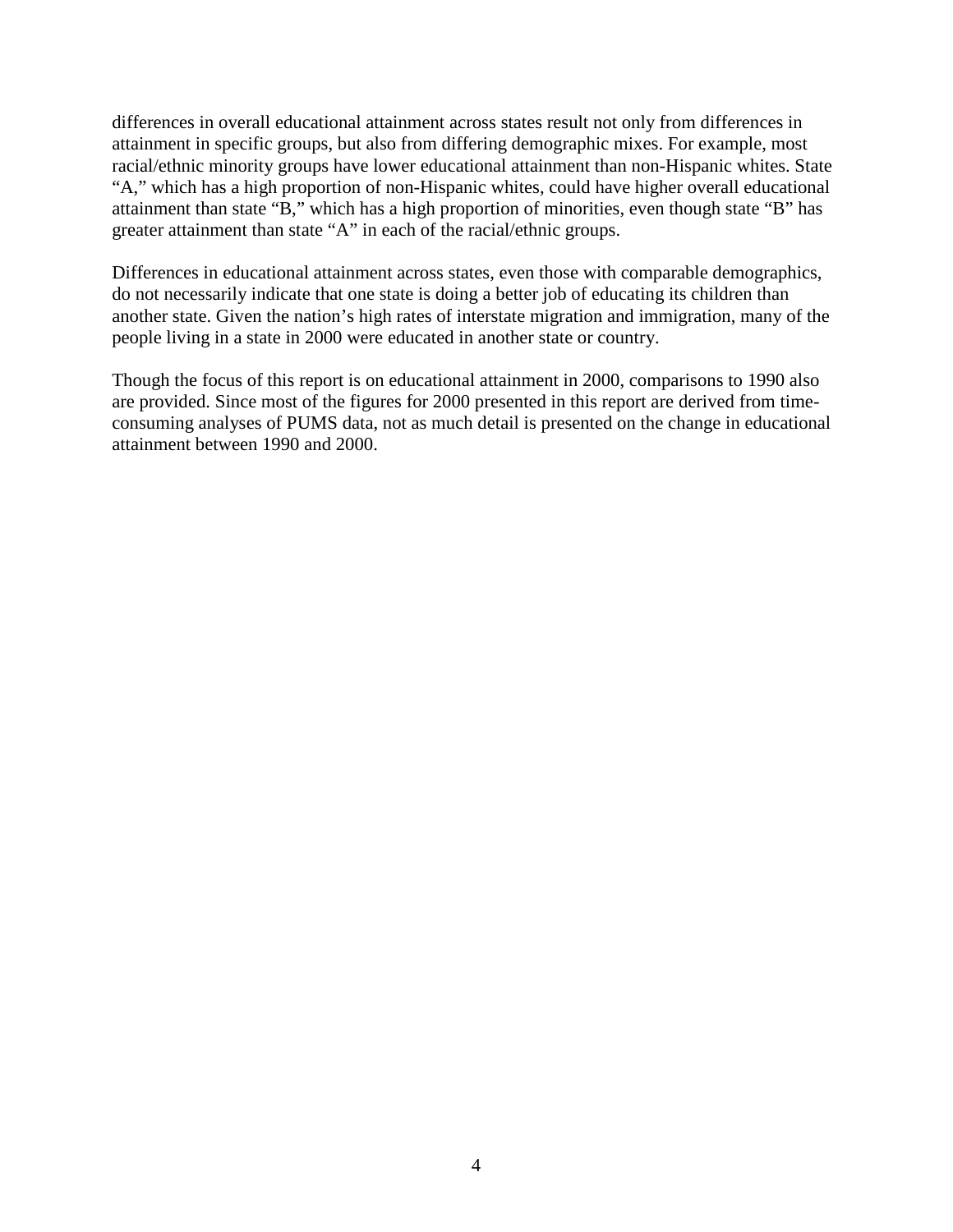differences in overall educational attainment across states result not only from differences in attainment in specific groups, but also from differing demographic mixes. For example, most racial/ethnic minority groups have lower educational attainment than non-Hispanic whites. State "A," which has a high proportion of non-Hispanic whites, could have higher overall educational attainment than state "B," which has a high proportion of minorities, even though state "B" has greater attainment than state "A" in each of the racial/ethnic groups.

Differences in educational attainment across states, even those with comparable demographics, do not necessarily indicate that one state is doing a better job of educating its children than another state. Given the nation's high rates of interstate migration and immigration, many of the people living in a state in 2000 were educated in another state or country.

Though the focus of this report is on educational attainment in 2000, comparisons to 1990 also are provided. Since most of the figures for 2000 presented in this report are derived from time-consuming analyses of PUMS data, not as much detail is presented on the change in educational attainment between 1990 and 2000.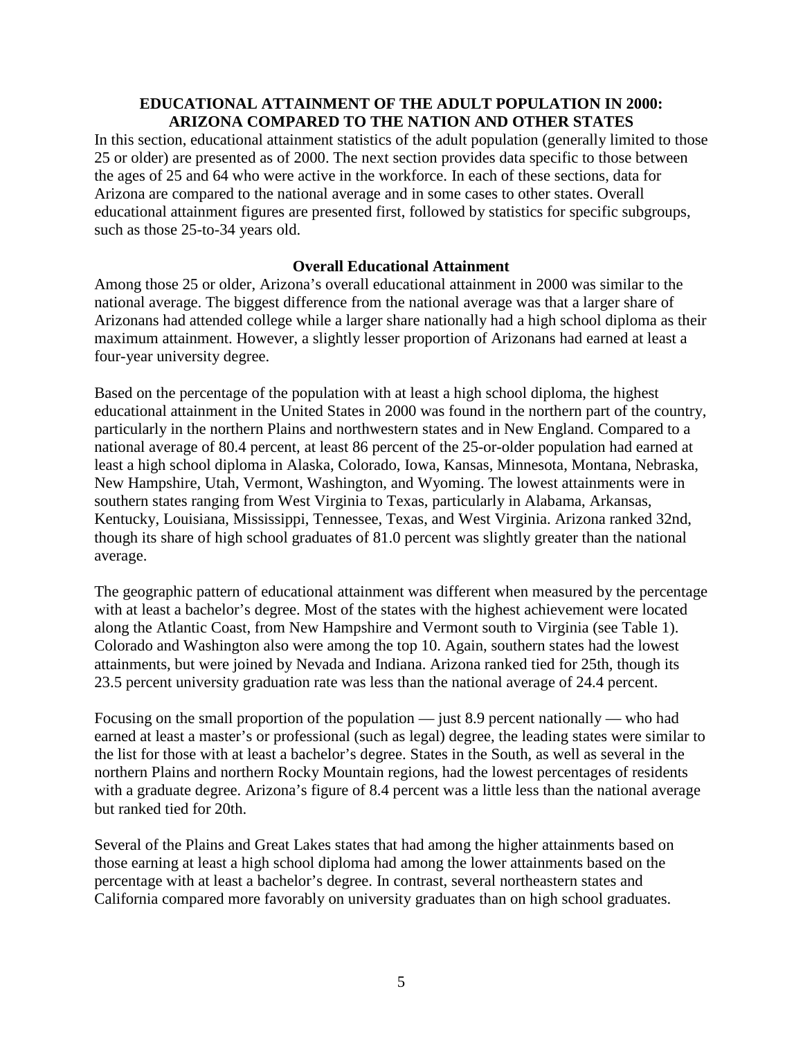## EDUCATIONAL ATTAINMENT OF THE ADULT POPULATION IN 2000: ARIZONA COMPARED TO THE NATION AND OTHER STATES

In this section, educational attainment statistics of the adult population (generally limited to those 25 or older) are presented as of 2000. The next section provides data specific to those between the ages of 25 and 64 who were active in the workforce. In each of these sections, data for Arizona are compared to the national average and in some cases to other states. Overall educational attainment figures are presented first, followed by statistics for specific subgroups, such as those 25-to-34 years old.

### Overall Educational Attainment

Among those 25 or older, Arizona's overall educational attainment in 2000 was similar to the national average. The biggest difference from the national average was that a larger share of Arizonans had attended college while a larger share nationally had a high school diploma as their maximum attainment. However, a slightly lesser proportion of Arizonans had earned at least a four-year university degree.

Based on the percentage of the population with at least a high school diploma, the highest educational attainment in the United States in 2000 was found in the northern part of the country, particularly in the northern Plains and northwestern states and in New England. Compared to a national average of 80.4 percent, at least 86 percent of the 25-or-older population had earned at least a high school diploma in Alaska, Colorado, Iowa, Kansas, Minnesota, Montana, Nebraska, New Hampshire, Utah, Vermont, Washington, and Wyoming. The lowest attainments were in southern states ranging from West Virginia to Texas, particularly in Alabama, Arkansas, Kentucky, Louisiana, Mississippi, Tennessee, Texas, and West Virginia. Arizona ranked 32nd, though its share of high school graduates of 81.0 percent was slightly greater than the national average.

The geographic pattern of educational attainment was different when measured by the percentage with at least a bachelor's degree. Most of the states with the highest achievement were located along the Atlantic Coast, from New Hampshire and Vermont south to Virginia (see Table 1). Colorado and Washington also were among the top 10. Again, southern states had the lowest attainments, but were joined by Nevada and Indiana. Arizona ranked tied for 25th, though its 23.5 percent university graduation rate was less than the national average of 24.4 percent.

Focusing on the small proportion of the population — just 8.9 percent nationally — who had earned at least a master's or professional (such as legal) degree, the leading states were similar to the list for those with at least a bachelor's degree. States in the South, as well as several in the northern Plains and northern Rocky Mountain regions, had the lowest percentages of residents with a graduate degree. Arizona's figure of 8.4 percent was a little less than the national average but ranked tied for 20th.

Several of the Plains and Great Lakes states that had among the higher attainments based on those earning at least a high school diploma had among the lower attainments based on the percentage with at least a bachelor's degree. In contrast, several northeastern states and California compared more favorably on university graduates than on high school graduates.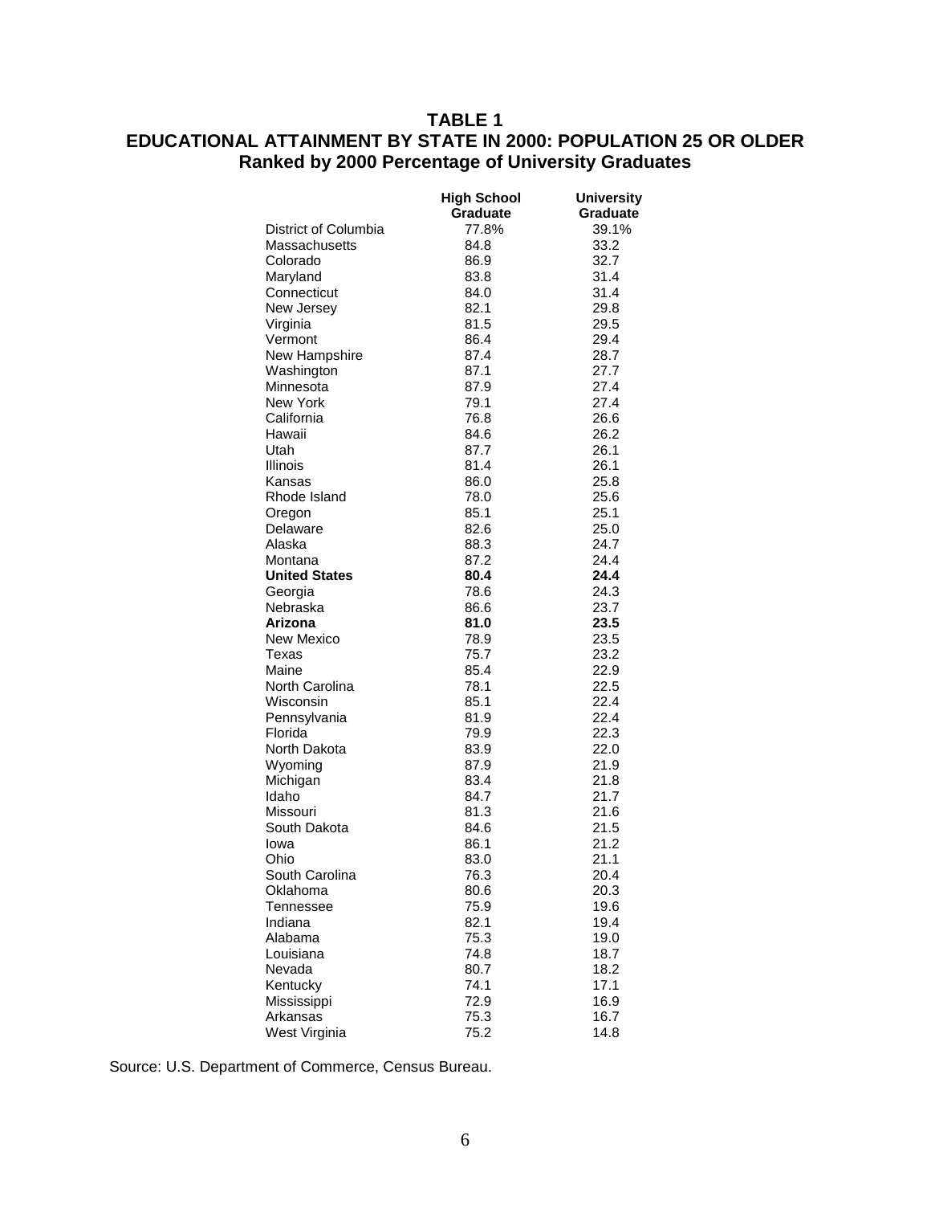## TABLE 1
## EDUCATIONAL ATTAINMENT BY STATE IN 2000: POPULATION 25 OR OLDER
### Ranked by 2000 Percentage of University Graduates

| | High School Graduate | University Graduate |
|---|---|---|
| District of Columbia | 77.8% | 39.1% |
| Massachusetts | 84.8 | 33.2 |
| Colorado | 86.9 | 32.7 |
| Maryland | 83.8 | 31.4 |
| Connecticut | 84.0 | 31.4 |
| New Jersey | 82.1 | 29.8 |
| Virginia | 81.5 | 29.5 |
| Vermont | 86.4 | 29.4 |
| New Hampshire | 87.4 | 28.7 |
| Washington | 87.1 | 27.7 |
| Minnesota | 87.9 | 27.4 |
| New York | 79.1 | 27.4 |
| California | 76.8 | 26.6 |
| Hawaii | 84.6 | 26.2 |
| Utah | 87.7 | 26.1 |
| Illinois | 81.4 | 26.1 |
| Kansas | 86.0 | 25.8 |
| Rhode Island | 78.0 | 25.6 |
| Oregon | 85.1 | 25.1 |
| Delaware | 82.6 | 25.0 |
| Alaska | 88.3 | 24.7 |
| Montana | 87.2 | 24.4 |
| **United States** | **80.4** | **24.4** |
| Georgia | 78.6 | 24.3 |
| Nebraska | 86.6 | 23.7 |
| **Arizona** | **81.0** | **23.5** |
| New Mexico | 78.9 | 23.5 |
| Texas | 75.7 | 23.2 |
| Maine | 85.4 | 22.9 |
| North Carolina | 78.1 | 22.5 |
| Wisconsin | 85.1 | 22.4 |
| Pennsylvania | 81.9 | 22.4 |
| Florida | 79.9 | 22.3 |
| North Dakota | 83.9 | 22.0 |
| Wyoming | 87.9 | 21.9 |
| Michigan | 83.4 | 21.8 |
| Idaho | 84.7 | 21.7 |
| Missouri | 81.3 | 21.6 |
| South Dakota | 84.6 | 21.5 |
| Iowa | 86.1 | 21.2 |
| Ohio | 83.0 | 21.1 |
| South Carolina | 76.3 | 20.4 |
| Oklahoma | 80.6 | 20.3 |
| Tennessee | 75.9 | 19.6 |
| Indiana | 82.1 | 19.4 |
| Alabama | 75.3 | 19.0 |
| Louisiana | 74.8 | 18.7 |
| Nevada | 80.7 | 18.2 |
| Kentucky | 74.1 | 17.1 |
| Mississippi | 72.9 | 16.9 |
| Arkansas | 75.3 | 16.7 |
| West Virginia | 75.2 | 14.8 |

Source: U.S. Department of Commerce, Census Bureau.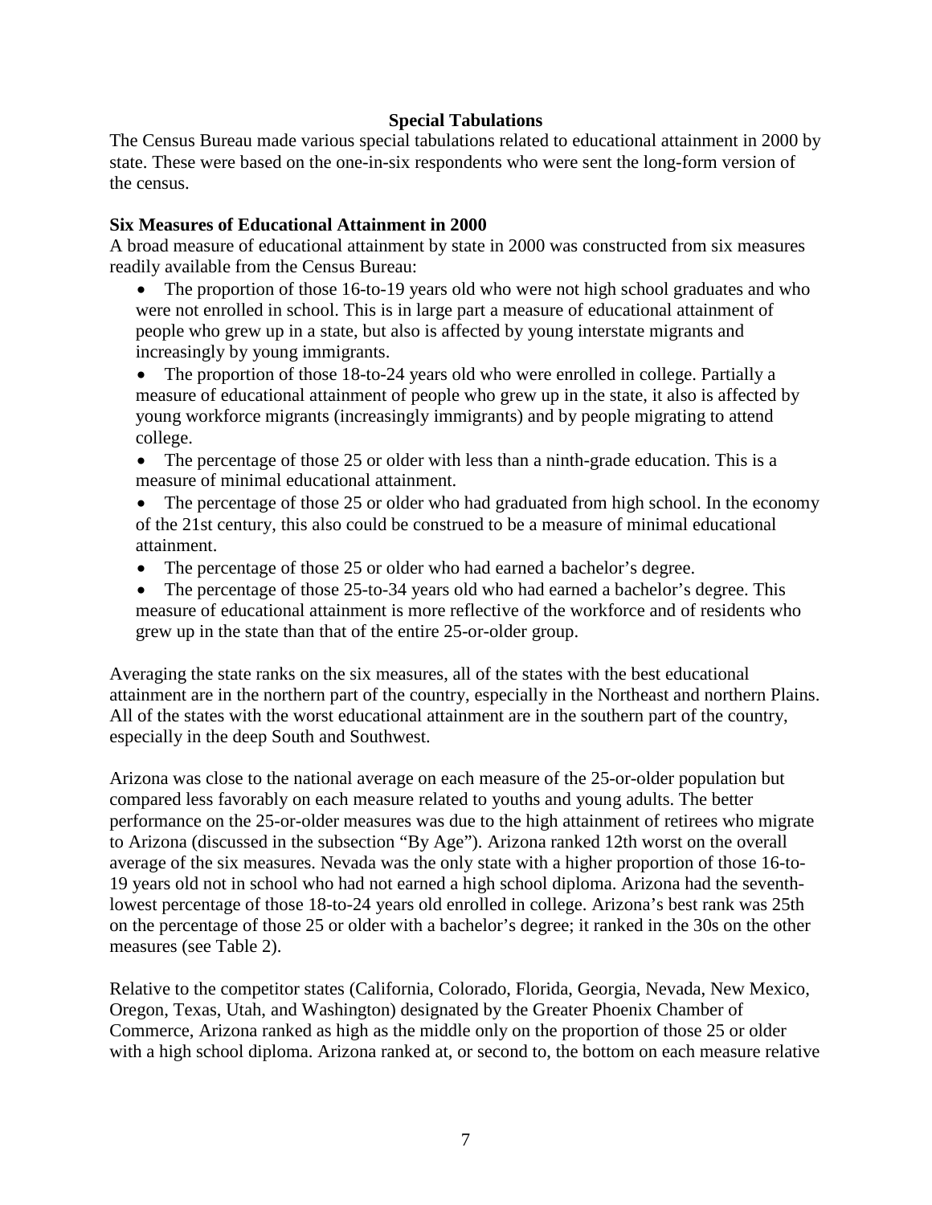### Special Tabulations

The Census Bureau made various special tabulations related to educational attainment in 2000 by state. These were based on the one-in-six respondents who were sent the long-form version of the census.

**Six Measures of Educational Attainment in 2000**

A broad measure of educational attainment by state in 2000 was constructed from six measures readily available from the Census Bureau:

- The proportion of those 16-to-19 years old who were not high school graduates and who were not enrolled in school. This is in large part a measure of educational attainment of people who grew up in a state, but also is affected by young interstate migrants and increasingly by young immigrants.
- The proportion of those 18-to-24 years old who were enrolled in college. Partially a measure of educational attainment of people who grew up in the state, it also is affected by young workforce migrants (increasingly immigrants) and by people migrating to attend college.
- The percentage of those 25 or older with less than a ninth-grade education. This is a measure of minimal educational attainment.
- The percentage of those 25 or older who had graduated from high school. In the economy of the 21st century, this also could be construed to be a measure of minimal educational attainment.
- The percentage of those 25 or older who had earned a bachelor's degree.
- The percentage of those 25-to-34 years old who had earned a bachelor's degree. This measure of educational attainment is more reflective of the workforce and of residents who grew up in the state than that of the entire 25-or-older group.

Averaging the state ranks on the six measures, all of the states with the best educational attainment are in the northern part of the country, especially in the Northeast and northern Plains. All of the states with the worst educational attainment are in the southern part of the country, especially in the deep South and Southwest.

Arizona was close to the national average on each measure of the 25-or-older population but compared less favorably on each measure related to youths and young adults. The better performance on the 25-or-older measures was due to the high attainment of retirees who migrate to Arizona (discussed in the subsection "By Age"). Arizona ranked 12th worst on the overall average of the six measures. Nevada was the only state with a higher proportion of those 16-to-19 years old not in school who had not earned a high school diploma. Arizona had the seventh-lowest percentage of those 18-to-24 years old enrolled in college. Arizona's best rank was 25th on the percentage of those 25 or older with a bachelor's degree; it ranked in the 30s on the other measures (see Table 2).

Relative to the competitor states (California, Colorado, Florida, Georgia, Nevada, New Mexico, Oregon, Texas, Utah, and Washington) designated by the Greater Phoenix Chamber of Commerce, Arizona ranked as high as the middle only on the proportion of those 25 or older with a high school diploma. Arizona ranked at, or second to, the bottom on each measure relative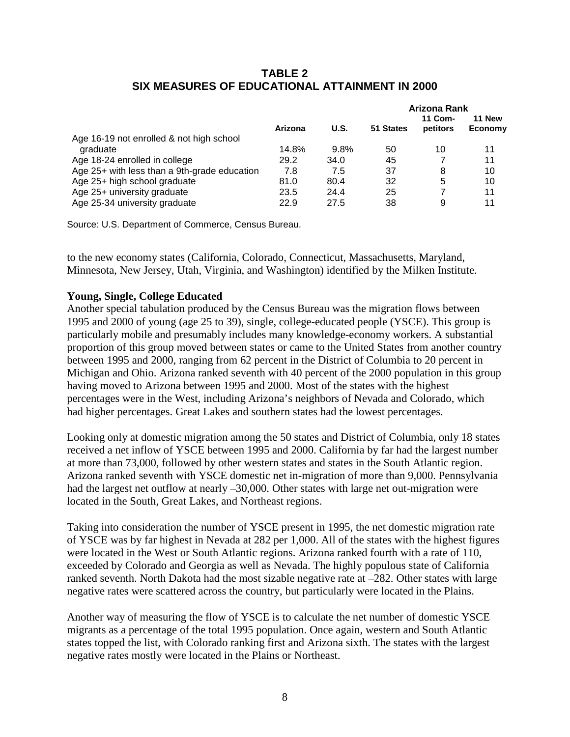## TABLE 2
## SIX MEASURES OF EDUCATIONAL ATTAINMENT IN 2000

| | Arizona | U.S. | Arizona Rank: 51 States | Arizona Rank: 11 Competitors | Arizona Rank: 11 New Economy |
|---|---|---|---|---|---|
| Age 16-19 not enrolled & not high school graduate | 14.8% | 9.8% | 50 | 10 | 11 |
| Age 18-24 enrolled in college | 29.2 | 34.0 | 45 | 7 | 11 |
| Age 25+ with less than a 9th-grade education | 7.8 | 7.5 | 37 | 8 | 10 |
| Age 25+ high school graduate | 81.0 | 80.4 | 32 | 5 | 10 |
| Age 25+ university graduate | 23.5 | 24.4 | 25 | 7 | 11 |
| Age 25-34 university graduate | 22.9 | 27.5 | 38 | 9 | 11 |

Source: U.S. Department of Commerce, Census Bureau.

to the new economy states (California, Colorado, Connecticut, Massachusetts, Maryland, Minnesota, New Jersey, Utah, Virginia, and Washington) identified by the Milken Institute.

**Young, Single, College Educated**

Another special tabulation produced by the Census Bureau was the migration flows between 1995 and 2000 of young (age 25 to 39), single, college-educated people (YSCE). This group is particularly mobile and presumably includes many knowledge-economy workers. A substantial proportion of this group moved between states or came to the United States from another country between 1995 and 2000, ranging from 62 percent in the District of Columbia to 20 percent in Michigan and Ohio. Arizona ranked seventh with 40 percent of the 2000 population in this group having moved to Arizona between 1995 and 2000. Most of the states with the highest percentages were in the West, including Arizona's neighbors of Nevada and Colorado, which had higher percentages. Great Lakes and southern states had the lowest percentages.

Looking only at domestic migration among the 50 states and District of Columbia, only 18 states received a net inflow of YSCE between 1995 and 2000. California by far had the largest number at more than 73,000, followed by other western states and states in the South Atlantic region. Arizona ranked seventh with YSCE domestic net in-migration of more than 9,000. Pennsylvania had the largest net outflow at nearly –30,000. Other states with large net out-migration were located in the South, Great Lakes, and Northeast regions.

Taking into consideration the number of YSCE present in 1995, the net domestic migration rate of YSCE was by far highest in Nevada at 282 per 1,000. All of the states with the highest figures were located in the West or South Atlantic regions. Arizona ranked fourth with a rate of 110, exceeded by Colorado and Georgia as well as Nevada. The highly populous state of California ranked seventh. North Dakota had the most sizable negative rate at –282. Other states with large negative rates were scattered across the country, but particularly were located in the Plains.

Another way of measuring the flow of YSCE is to calculate the net number of domestic YSCE migrants as a percentage of the total 1995 population. Once again, western and South Atlantic states topped the list, with Colorado ranking first and Arizona sixth. The states with the largest negative rates mostly were located in the Plains or Northeast.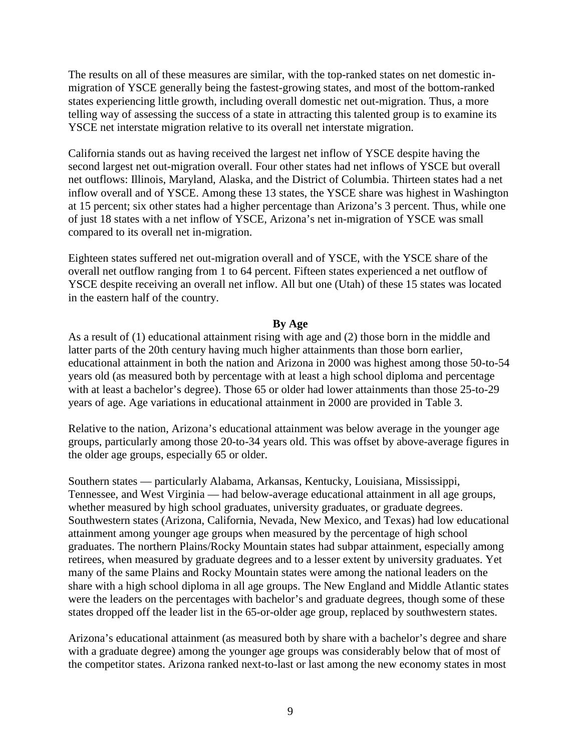The results on all of these measures are similar, with the top-ranked states on net domestic in-migration of YSCE generally being the fastest-growing states, and most of the bottom-ranked states experiencing little growth, including overall domestic net out-migration. Thus, a more telling way of assessing the success of a state in attracting this talented group is to examine its YSCE net interstate migration relative to its overall net interstate migration.

California stands out as having received the largest net inflow of YSCE despite having the second largest net out-migration overall. Four other states had net inflows of YSCE but overall net outflows: Illinois, Maryland, Alaska, and the District of Columbia. Thirteen states had a net inflow overall and of YSCE. Among these 13 states, the YSCE share was highest in Washington at 15 percent; six other states had a higher percentage than Arizona's 3 percent. Thus, while one of just 18 states with a net inflow of YSCE, Arizona's net in-migration of YSCE was small compared to its overall net in-migration.

Eighteen states suffered net out-migration overall and of YSCE, with the YSCE share of the overall net outflow ranging from 1 to 64 percent. Fifteen states experienced a net outflow of YSCE despite receiving an overall net inflow. All but one (Utah) of these 15 states was located in the eastern half of the country.

### By Age

As a result of (1) educational attainment rising with age and (2) those born in the middle and latter parts of the 20th century having much higher attainments than those born earlier, educational attainment in both the nation and Arizona in 2000 was highest among those 50-to-54 years old (as measured both by percentage with at least a high school diploma and percentage with at least a bachelor's degree). Those 65 or older had lower attainments than those 25-to-29 years of age. Age variations in educational attainment in 2000 are provided in Table 3.

Relative to the nation, Arizona's educational attainment was below average in the younger age groups, particularly among those 20-to-34 years old. This was offset by above-average figures in the older age groups, especially 65 or older.

Southern states — particularly Alabama, Arkansas, Kentucky, Louisiana, Mississippi, Tennessee, and West Virginia — had below-average educational attainment in all age groups, whether measured by high school graduates, university graduates, or graduate degrees. Southwestern states (Arizona, California, Nevada, New Mexico, and Texas) had low educational attainment among younger age groups when measured by the percentage of high school graduates. The northern Plains/Rocky Mountain states had subpar attainment, especially among retirees, when measured by graduate degrees and to a lesser extent by university graduates. Yet many of the same Plains and Rocky Mountain states were among the national leaders on the share with a high school diploma in all age groups. The New England and Middle Atlantic states were the leaders on the percentages with bachelor's and graduate degrees, though some of these states dropped off the leader list in the 65-or-older age group, replaced by southwestern states.

Arizona's educational attainment (as measured both by share with a bachelor's degree and share with a graduate degree) among the younger age groups was considerably below that of most of the competitor states. Arizona ranked next-to-last or last among the new economy states in most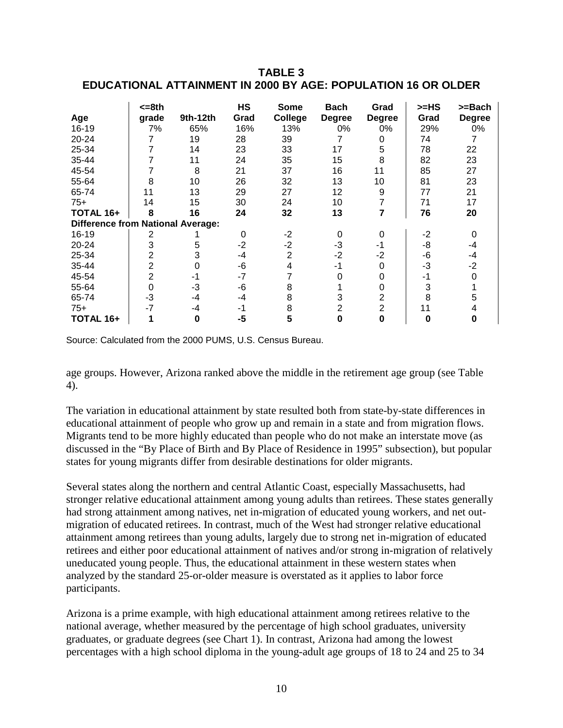**TABLE 3**
**EDUCATIONAL ATTAINMENT IN 2000 BY AGE: POPULATION 16 OR OLDER**

| Age | <=8th grade | 9th-12th | HS Grad | Some College | Bach Degree | Grad Degree | >=HS Grad | >=Bach Degree |
|---|---|---|---|---|---|---|---|---|
| 16-19 | 7% | 65% | 16% | 13% | 0% | 0% | 29% | 0% |
| 20-24 | 7 | 19 | 28 | 39 | 7 | 0 | 74 | 7 |
| 25-34 | 7 | 14 | 23 | 33 | 17 | 5 | 78 | 22 |
| 35-44 | 7 | 11 | 24 | 35 | 15 | 8 | 82 | 23 |
| 45-54 | 7 | 8 | 21 | 37 | 16 | 11 | 85 | 27 |
| 55-64 | 8 | 10 | 26 | 32 | 13 | 10 | 81 | 23 |
| 65-74 | 11 | 13 | 29 | 27 | 12 | 9 | 77 | 21 |
| 75+ | 14 | 15 | 30 | 24 | 10 | 7 | 71 | 17 |
| **TOTAL 16+** | **8** | **16** | **24** | **32** | **13** | **7** | **76** | **20** |
| **Difference from National Average:** | | | | | | | | |
| 16-19 | 2 | 1 | 0 | -2 | 0 | 0 | -2 | 0 |
| 20-24 | 3 | 5 | -2 | -2 | -3 | -1 | -8 | -4 |
| 25-34 | 2 | 3 | -4 | 2 | -2 | -2 | -6 | -4 |
| 35-44 | 2 | 0 | -6 | 4 | -1 | 0 | -3 | -2 |
| 45-54 | 2 | -1 | -7 | 7 | 0 | 0 | -1 | 0 |
| 55-64 | 0 | -3 | -6 | 8 | 1 | 0 | 3 | 1 |
| 65-74 | -3 | -4 | -4 | 8 | 3 | 2 | 8 | 5 |
| 75+ | -7 | -4 | -1 | 8 | 2 | 2 | 11 | 4 |
| **TOTAL 16+** | **1** | **0** | **-5** | **5** | **0** | **0** | **0** | **0** |

Source: Calculated from the 2000 PUMS, U.S. Census Bureau.

age groups. However, Arizona ranked above the middle in the retirement age group (see Table 4).

The variation in educational attainment by state resulted both from state-by-state differences in educational attainment of people who grow up and remain in a state and from migration flows. Migrants tend to be more highly educated than people who do not make an interstate move (as discussed in the "By Place of Birth and By Place of Residence in 1995" subsection), but popular states for young migrants differ from desirable destinations for older migrants.

Several states along the northern and central Atlantic Coast, especially Massachusetts, had stronger relative educational attainment among young adults than retirees. These states generally had strong attainment among natives, net in-migration of educated young workers, and net out-migration of educated retirees. In contrast, much of the West had stronger relative educational attainment among retirees than young adults, largely due to strong net in-migration of educated retirees and either poor educational attainment of natives and/or strong in-migration of relatively uneducated young people. Thus, the educational attainment in these western states when analyzed by the standard 25-or-older measure is overstated as it applies to labor force participants.

Arizona is a prime example, with high educational attainment among retirees relative to the national average, whether measured by the percentage of high school graduates, university graduates, or graduate degrees (see Chart 1). In contrast, Arizona had among the lowest percentages with a high school diploma in the young-adult age groups of 18 to 24 and 25 to 34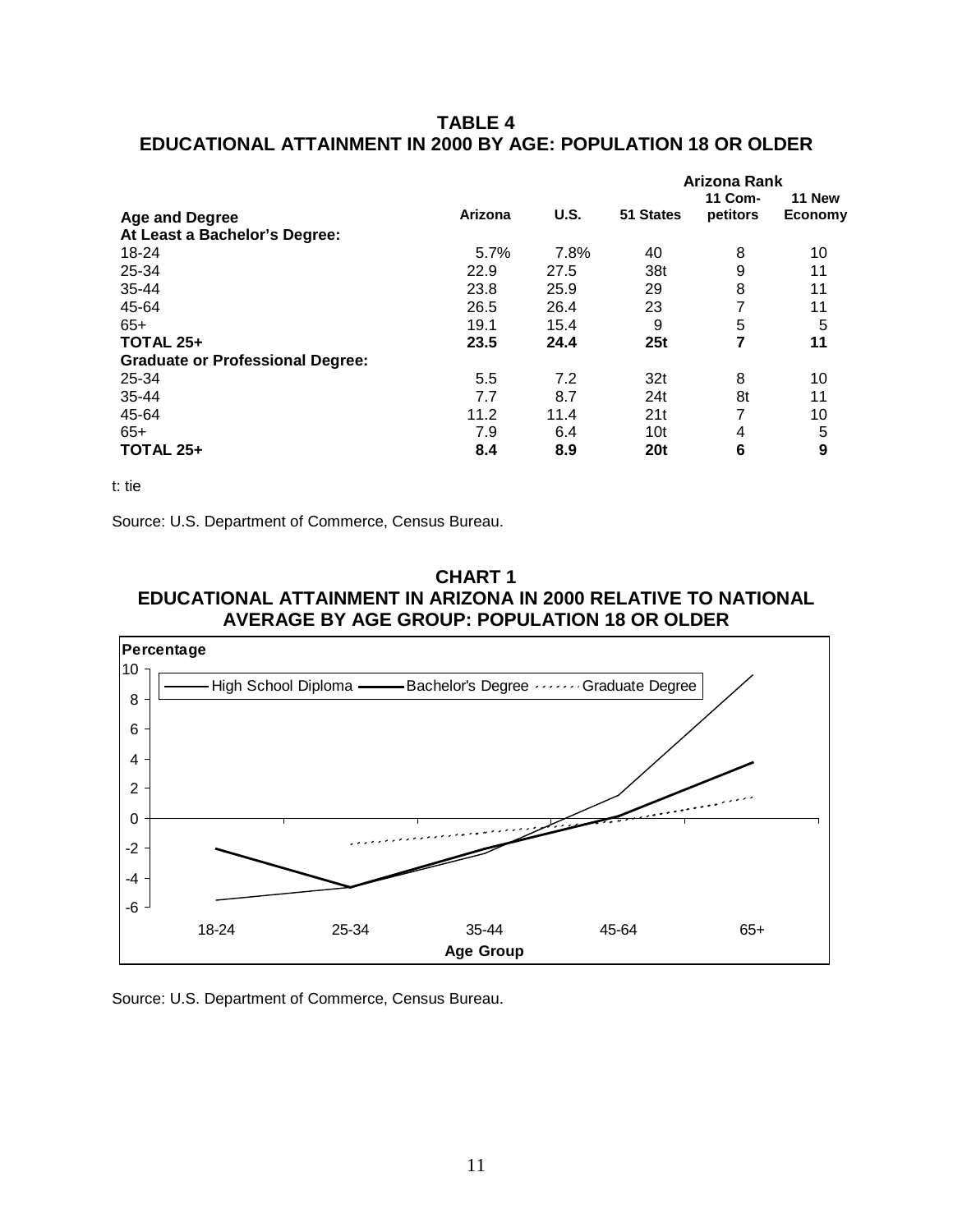## TABLE 4
## EDUCATIONAL ATTAINMENT IN 2000 BY AGE: POPULATION 18 OR OLDER

| | | | Arizona Rank | | |
|---|---|---|---|---|---|
| Age and Degree | Arizona | U.S. | 51 States | 11 Com-petitors | 11 New Economy |
| **At Least a Bachelor's Degree:** | | | | | |
| 18-24 | 5.7% | 7.8% | 40 | 8 | 10 |
| 25-34 | 22.9 | 27.5 | 38t | 9 | 11 |
| 35-44 | 23.8 | 25.9 | 29 | 8 | 11 |
| 45-64 | 26.5 | 26.4 | 23 | 7 | 11 |
| 65+ | 19.1 | 15.4 | 9 | 5 | 5 |
| **TOTAL 25+** | **23.5** | **24.4** | **25t** | **7** | **11** |
| **Graduate or Professional Degree:** | | | | | |
| 25-34 | 5.5 | 7.2 | 32t | 8 | 10 |
| 35-44 | 7.7 | 8.7 | 24t | 8t | 11 |
| 45-64 | 11.2 | 11.4 | 21t | 7 | 10 |
| 65+ | 7.9 | 6.4 | 10t | 4 | 5 |
| **TOTAL 25+** | **8.4** | **8.9** | **20t** | **6** | **9** |

t: tie

Source: U.S. Department of Commerce, Census Bureau.

## CHART 1
## EDUCATIONAL ATTAINMENT IN ARIZONA IN 2000 RELATIVE TO NATIONAL AVERAGE BY AGE GROUP: POPULATION 18 OR OLDER

Source: U.S. Department of Commerce, Census Bureau.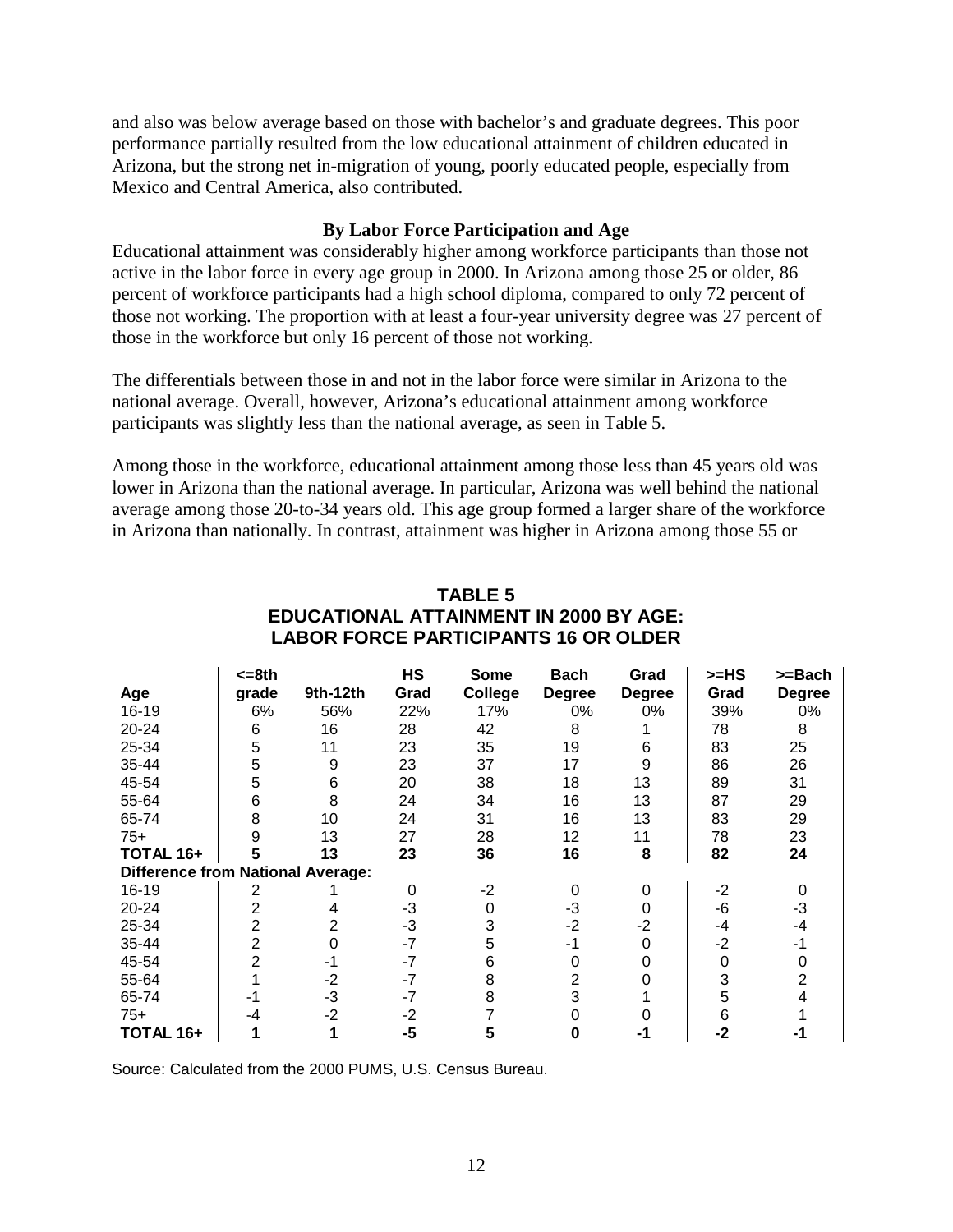and also was below average based on those with bachelor's and graduate degrees. This poor performance partially resulted from the low educational attainment of children educated in Arizona, but the strong net in-migration of young, poorly educated people, especially from Mexico and Central America, also contributed.

### By Labor Force Participation and Age

Educational attainment was considerably higher among workforce participants than those not active in the labor force in every age group in 2000. In Arizona among those 25 or older, 86 percent of workforce participants had a high school diploma, compared to only 72 percent of those not working. The proportion with at least a four-year university degree was 27 percent of those in the workforce but only 16 percent of those not working.

The differentials between those in and not in the labor force were similar in Arizona to the national average. Overall, however, Arizona's educational attainment among workforce participants was slightly less than the national average, as seen in Table 5.

Among those in the workforce, educational attainment among those less than 45 years old was lower in Arizona than the national average. In particular, Arizona was well behind the national average among those 20-to-34 years old. This age group formed a larger share of the workforce in Arizona than nationally. In contrast, attainment was higher in Arizona among those 55 or

**TABLE 5**
**EDUCATIONAL ATTAINMENT IN 2000 BY AGE: LABOR FORCE PARTICIPANTS 16 OR OLDER**

| Age | <=8th grade | 9th-12th | HS Grad | Some College | Bach Degree | Grad Degree | >=HS Grad | >=Bach Degree |
|---|---|---|---|---|---|---|---|---|
| 16-19 | 6% | 56% | 22% | 17% | 0% | 0% | 39% | 0% |
| 20-24 | 6 | 16 | 28 | 42 | 8 | 1 | 78 | 8 |
| 25-34 | 5 | 11 | 23 | 35 | 19 | 6 | 83 | 25 |
| 35-44 | 5 | 9 | 23 | 37 | 17 | 9 | 86 | 26 |
| 45-54 | 5 | 6 | 20 | 38 | 18 | 13 | 89 | 31 |
| 55-64 | 6 | 8 | 24 | 34 | 16 | 13 | 87 | 29 |
| 65-74 | 8 | 10 | 24 | 31 | 16 | 13 | 83 | 29 |
| 75+ | 9 | 13 | 27 | 28 | 12 | 11 | 78 | 23 |
| **TOTAL 16+** | **5** | **13** | **23** | **36** | **16** | **8** | **82** | **24** |
| **Difference from National Average:** | | | | | | | | |
| 16-19 | 2 | 1 | 0 | -2 | 0 | 0 | -2 | 0 |
| 20-24 | 2 | 4 | -3 | 0 | -3 | 0 | -6 | -3 |
| 25-34 | 2 | 2 | -3 | 3 | -2 | -2 | -4 | -4 |
| 35-44 | 2 | 0 | -7 | 5 | -1 | 0 | -2 | -1 |
| 45-54 | 2 | -1 | -7 | 6 | 0 | 0 | 0 | 0 |
| 55-64 | 1 | -2 | -7 | 8 | 2 | 0 | 3 | 2 |
| 65-74 | -1 | -3 | -7 | 8 | 3 | 1 | 5 | 4 |
| 75+ | -4 | -2 | -2 | 7 | 0 | 0 | 6 | 1 |
| **TOTAL 16+** | **1** | **1** | **-5** | **5** | **0** | **-1** | **-2** | **-1** |

Source: Calculated from the 2000 PUMS, U.S. Census Bureau.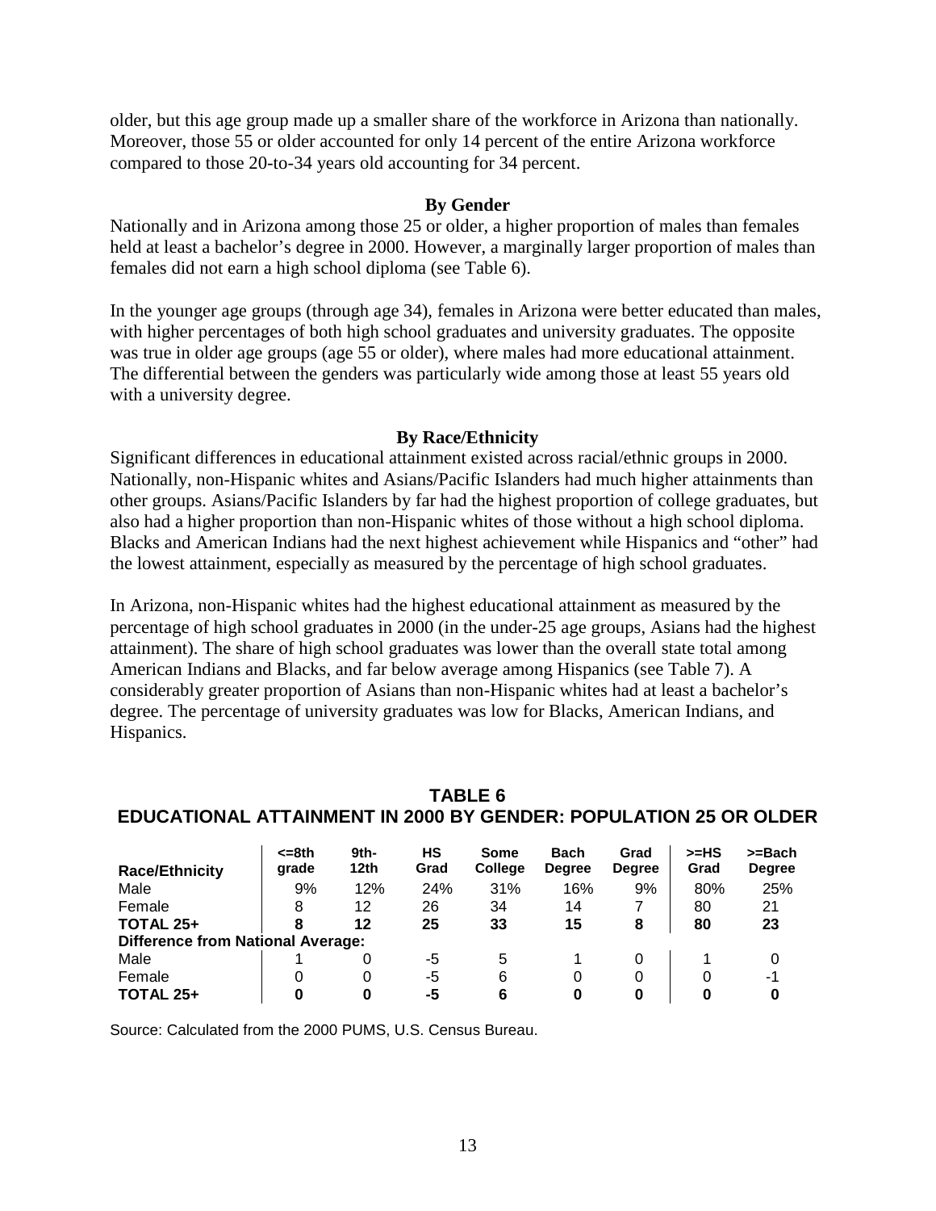older, but this age group made up a smaller share of the workforce in Arizona than nationally. Moreover, those 55 or older accounted for only 14 percent of the entire Arizona workforce compared to those 20-to-34 years old accounting for 34 percent.

### By Gender

Nationally and in Arizona among those 25 or older, a higher proportion of males than females held at least a bachelor's degree in 2000. However, a marginally larger proportion of males than females did not earn a high school diploma (see Table 6).

In the younger age groups (through age 34), females in Arizona were better educated than males, with higher percentages of both high school graduates and university graduates. The opposite was true in older age groups (age 55 or older), where males had more educational attainment. The differential between the genders was particularly wide among those at least 55 years old with a university degree.

### By Race/Ethnicity

Significant differences in educational attainment existed across racial/ethnic groups in 2000. Nationally, non-Hispanic whites and Asians/Pacific Islanders had much higher attainments than other groups. Asians/Pacific Islanders by far had the highest proportion of college graduates, but also had a higher proportion than non-Hispanic whites of those without a high school diploma. Blacks and American Indians had the next highest achievement while Hispanics and "other" had the lowest attainment, especially as measured by the percentage of high school graduates.

In Arizona, non-Hispanic whites had the highest educational attainment as measured by the percentage of high school graduates in 2000 (in the under-25 age groups, Asians had the highest attainment). The share of high school graduates was lower than the overall state total among American Indians and Blacks, and far below average among Hispanics (see Table 7). A considerably greater proportion of Asians than non-Hispanic whites had at least a bachelor's degree. The percentage of university graduates was low for Blacks, American Indians, and Hispanics.

## TABLE 6
## EDUCATIONAL ATTAINMENT IN 2000 BY GENDER: POPULATION 25 OR OLDER

| Race/Ethnicity | <=8th grade | 9th-12th | HS Grad | Some College | Bach Degree | Grad Degree | >=HS Grad | >=Bach Degree |
|---|---|---|---|---|---|---|---|---|
| Male | 9% | 12% | 24% | 31% | 16% | 9% | 80% | 25% |
| Female | 8 | 12 | 26 | 34 | 14 | 7 | 80 | 21 |
| **TOTAL 25+** | **8** | **12** | **25** | **33** | **15** | **8** | **80** | **23** |
| **Difference from National Average:** | | | | | | | | |
| Male | 1 | 0 | -5 | 5 | 1 | 0 | 1 | 0 |
| Female | 0 | 0 | -5 | 6 | 0 | 0 | 0 | -1 |
| **TOTAL 25+** | **0** | **0** | **-5** | **6** | **0** | **0** | **0** | **0** |

Source: Calculated from the 2000 PUMS, U.S. Census Bureau.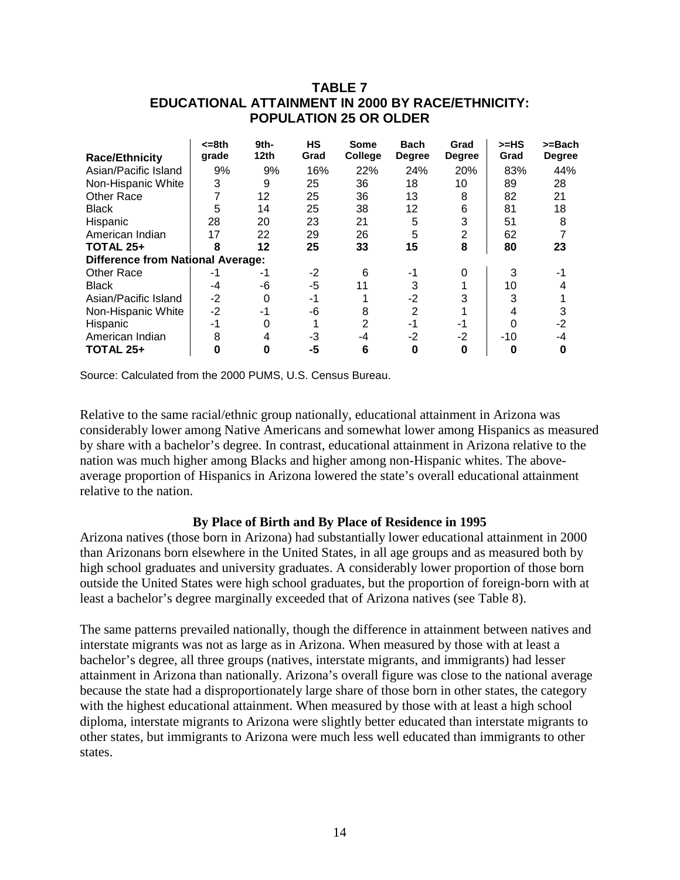**TABLE 7**
**EDUCATIONAL ATTAINMENT IN 2000 BY RACE/ETHNICITY: POPULATION 25 OR OLDER**

| Race/Ethnicity | <=8th grade | 9th-12th | HS Grad | Some College | Bach Degree | Grad Degree | >=HS Grad | >=Bach Degree |
|---|---|---|---|---|---|---|---|---|
| Asian/Pacific Island | 9% | 9% | 16% | 22% | 24% | 20% | 83% | 44% |
| Non-Hispanic White | 3 | 9 | 25 | 36 | 18 | 10 | 89 | 28 |
| Other Race | 7 | 12 | 25 | 36 | 13 | 8 | 82 | 21 |
| Black | 5 | 14 | 25 | 38 | 12 | 6 | 81 | 18 |
| Hispanic | 28 | 20 | 23 | 21 | 5 | 3 | 51 | 8 |
| American Indian | 17 | 22 | 29 | 26 | 5 | 2 | 62 | 7 |
| **TOTAL 25+** | **8** | **12** | **25** | **33** | **15** | **8** | **80** | **23** |
| **Difference from National Average:** | | | | | | | | |
| Other Race | -1 | -1 | -2 | 6 | -1 | 0 | 3 | -1 |
| Black | -4 | -6 | -5 | 11 | 3 | 1 | 10 | 4 |
| Asian/Pacific Island | -2 | 0 | -1 | 1 | -2 | 3 | 3 | 1 |
| Non-Hispanic White | -2 | -1 | -6 | 8 | 2 | 1 | 4 | 3 |
| Hispanic | -1 | 0 | 1 | 2 | -1 | -1 | 0 | -2 |
| American Indian | 8 | 4 | -3 | -4 | -2 | -2 | -10 | -4 |
| **TOTAL 25+** | **0** | **0** | **-5** | **6** | **0** | **0** | **0** | **0** |

Source: Calculated from the 2000 PUMS, U.S. Census Bureau.

Relative to the same racial/ethnic group nationally, educational attainment in Arizona was considerably lower among Native Americans and somewhat lower among Hispanics as measured by share with a bachelor's degree. In contrast, educational attainment in Arizona relative to the nation was much higher among Blacks and higher among non-Hispanic whites. The above-average proportion of Hispanics in Arizona lowered the state's overall educational attainment relative to the nation.

### By Place of Birth and By Place of Residence in 1995

Arizona natives (those born in Arizona) had substantially lower educational attainment in 2000 than Arizonans born elsewhere in the United States, in all age groups and as measured both by high school graduates and university graduates. A considerably lower proportion of those born outside the United States were high school graduates, but the proportion of foreign-born with at least a bachelor's degree marginally exceeded that of Arizona natives (see Table 8).

The same patterns prevailed nationally, though the difference in attainment between natives and interstate migrants was not as large as in Arizona. When measured by those with at least a bachelor's degree, all three groups (natives, interstate migrants, and immigrants) had lesser attainment in Arizona than nationally. Arizona's overall figure was close to the national average because the state had a disproportionately large share of those born in other states, the category with the highest educational attainment. When measured by those with at least a high school diploma, interstate migrants to Arizona were slightly better educated than interstate migrants to other states, but immigrants to Arizona were much less well educated than immigrants to other states.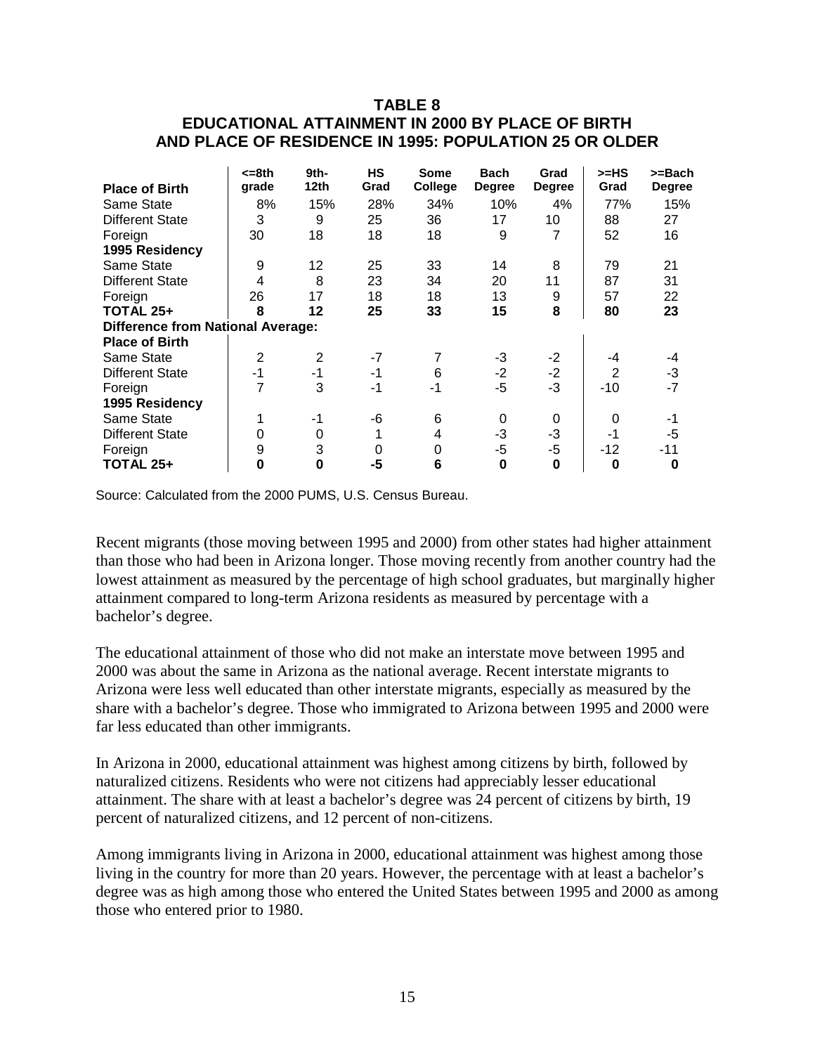## TABLE 8
## EDUCATIONAL ATTAINMENT IN 2000 BY PLACE OF BIRTH AND PLACE OF RESIDENCE IN 1995: POPULATION 25 OR OLDER

| Place of Birth | <=8th grade | 9th-12th | HS Grad | Some College | Bach Degree | Grad Degree | >=HS Grad | >=Bach Degree |
|---|---|---|---|---|---|---|---|---|
| Same State | 8% | 15% | 28% | 34% | 10% | 4% | 77% | 15% |
| Different State | 3 | 9 | 25 | 36 | 17 | 10 | 88 | 27 |
| Foreign | 30 | 18 | 18 | 18 | 9 | 7 | 52 | 16 |
| **1995 Residency** | | | | | | | | |
| Same State | 9 | 12 | 25 | 33 | 14 | 8 | 79 | 21 |
| Different State | 4 | 8 | 23 | 34 | 20 | 11 | 87 | 31 |
| Foreign | 26 | 17 | 18 | 18 | 13 | 9 | 57 | 22 |
| **TOTAL 25+** | **8** | **12** | **25** | **33** | **15** | **8** | **80** | **23** |
| **Difference from National Average:** | | | | | | | | |
| **Place of Birth** | | | | | | | | |
| Same State | 2 | 2 | -7 | 7 | -3 | -2 | -4 | -4 |
| Different State | -1 | -1 | -1 | 6 | -2 | -2 | 2 | -3 |
| Foreign | 7 | 3 | -1 | -1 | -5 | -3 | -10 | -7 |
| **1995 Residency** | | | | | | | | |
| Same State | 1 | -1 | -6 | 6 | 0 | 0 | 0 | -1 |
| Different State | 0 | 0 | 1 | 4 | -3 | -3 | -1 | -5 |
| Foreign | 9 | 3 | 0 | 0 | -5 | -5 | -12 | -11 |
| **TOTAL 25+** | **0** | **0** | **-5** | **6** | **0** | **0** | **0** | **0** |

Source: Calculated from the 2000 PUMS, U.S. Census Bureau.

Recent migrants (those moving between 1995 and 2000) from other states had higher attainment than those who had been in Arizona longer. Those moving recently from another country had the lowest attainment as measured by the percentage of high school graduates, but marginally higher attainment compared to long-term Arizona residents as measured by percentage with a bachelor's degree.

The educational attainment of those who did not make an interstate move between 1995 and 2000 was about the same in Arizona as the national average. Recent interstate migrants to Arizona were less well educated than other interstate migrants, especially as measured by the share with a bachelor's degree. Those who immigrated to Arizona between 1995 and 2000 were far less educated than other immigrants.

In Arizona in 2000, educational attainment was highest among citizens by birth, followed by naturalized citizens. Residents who were not citizens had appreciably lesser educational attainment. The share with at least a bachelor's degree was 24 percent of citizens by birth, 19 percent of naturalized citizens, and 12 percent of non-citizens.

Among immigrants living in Arizona in 2000, educational attainment was highest among those living in the country for more than 20 years. However, the percentage with at least a bachelor's degree was as high among those who entered the United States between 1995 and 2000 as among those who entered prior to 1980.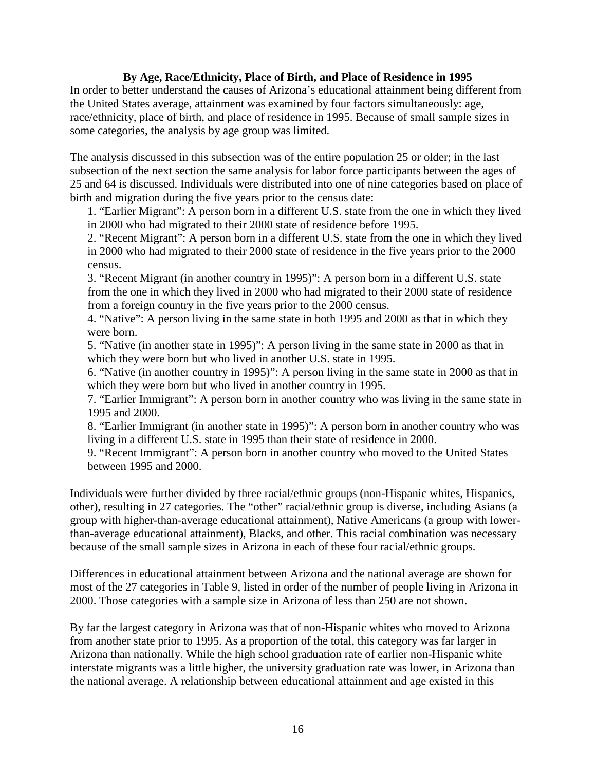### By Age, Race/Ethnicity, Place of Birth, and Place of Residence in 1995

In order to better understand the causes of Arizona's educational attainment being different from the United States average, attainment was examined by four factors simultaneously: age, race/ethnicity, place of birth, and place of residence in 1995. Because of small sample sizes in some categories, the analysis by age group was limited.

The analysis discussed in this subsection was of the entire population 25 or older; in the last subsection of the next section the same analysis for labor force participants between the ages of 25 and 64 is discussed. Individuals were distributed into one of nine categories based on place of birth and migration during the five years prior to the census date:

1. "Earlier Migrant": A person born in a different U.S. state from the one in which they lived in 2000 who had migrated to their 2000 state of residence before 1995.
2. "Recent Migrant": A person born in a different U.S. state from the one in which they lived in 2000 who had migrated to their 2000 state of residence in the five years prior to the 2000 census.
3. "Recent Migrant (in another country in 1995)": A person born in a different U.S. state from the one in which they lived in 2000 who had migrated to their 2000 state of residence from a foreign country in the five years prior to the 2000 census.
4. "Native": A person living in the same state in both 1995 and 2000 as that in which they were born.
5. "Native (in another state in 1995)": A person living in the same state in 2000 as that in which they were born but who lived in another U.S. state in 1995.
6. "Native (in another country in 1995)": A person living in the same state in 2000 as that in which they were born but who lived in another country in 1995.
7. "Earlier Immigrant": A person born in another country who was living in the same state in 1995 and 2000.
8. "Earlier Immigrant (in another state in 1995)": A person born in another country who was living in a different U.S. state in 1995 than their state of residence in 2000.
9. "Recent Immigrant": A person born in another country who moved to the United States between 1995 and 2000.

Individuals were further divided by three racial/ethnic groups (non-Hispanic whites, Hispanics, other), resulting in 27 categories. The "other" racial/ethnic group is diverse, including Asians (a group with higher-than-average educational attainment), Native Americans (a group with lower-than-average educational attainment), Blacks, and other. This racial combination was necessary because of the small sample sizes in Arizona in each of these four racial/ethnic groups.

Differences in educational attainment between Arizona and the national average are shown for most of the 27 categories in Table 9, listed in order of the number of people living in Arizona in 2000. Those categories with a sample size in Arizona of less than 250 are not shown.

By far the largest category in Arizona was that of non-Hispanic whites who moved to Arizona from another state prior to 1995. As a proportion of the total, this category was far larger in Arizona than nationally. While the high school graduation rate of earlier non-Hispanic white interstate migrants was a little higher, the university graduation rate was lower, in Arizona than the national average. A relationship between educational attainment and age existed in this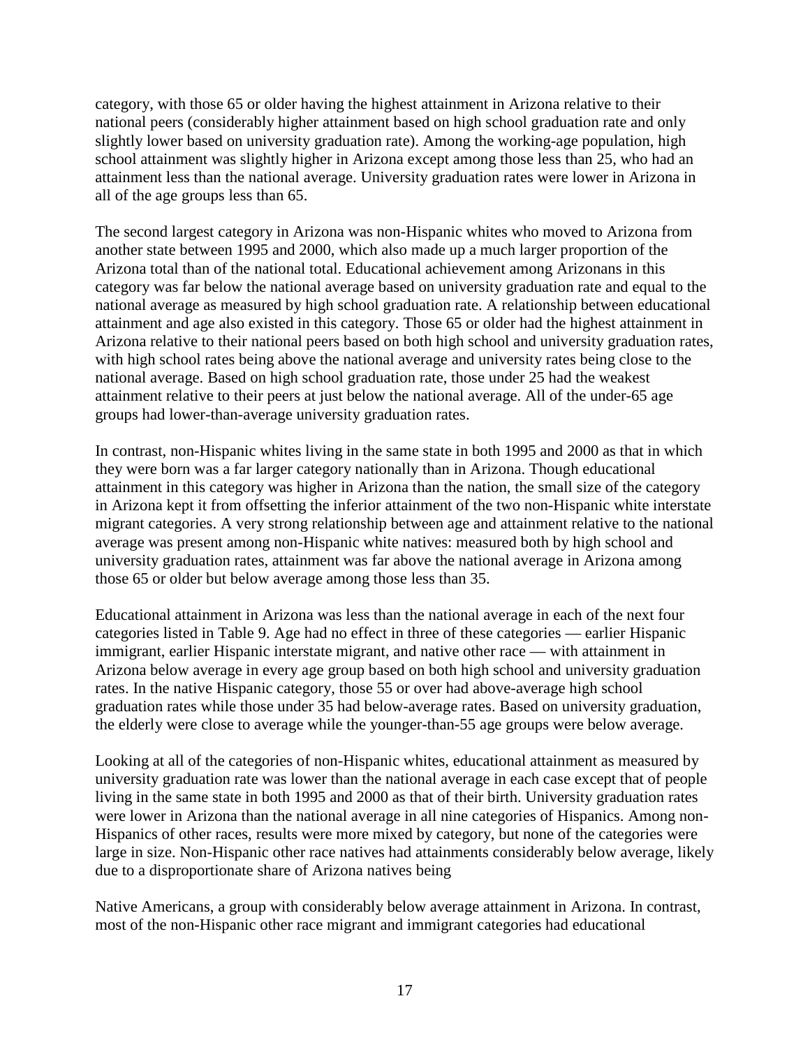category, with those 65 or older having the highest attainment in Arizona relative to their national peers (considerably higher attainment based on high school graduation rate and only slightly lower based on university graduation rate). Among the working-age population, high school attainment was slightly higher in Arizona except among those less than 25, who had an attainment less than the national average. University graduation rates were lower in Arizona in all of the age groups less than 65.

The second largest category in Arizona was non-Hispanic whites who moved to Arizona from another state between 1995 and 2000, which also made up a much larger proportion of the Arizona total than of the national total. Educational achievement among Arizonans in this category was far below the national average based on university graduation rate and equal to the national average as measured by high school graduation rate. A relationship between educational attainment and age also existed in this category. Those 65 or older had the highest attainment in Arizona relative to their national peers based on both high school and university graduation rates, with high school rates being above the national average and university rates being close to the national average. Based on high school graduation rate, those under 25 had the weakest attainment relative to their peers at just below the national average. All of the under-65 age groups had lower-than-average university graduation rates.

In contrast, non-Hispanic whites living in the same state in both 1995 and 2000 as that in which they were born was a far larger category nationally than in Arizona. Though educational attainment in this category was higher in Arizona than the nation, the small size of the category in Arizona kept it from offsetting the inferior attainment of the two non-Hispanic white interstate migrant categories. A very strong relationship between age and attainment relative to the national average was present among non-Hispanic white natives: measured both by high school and university graduation rates, attainment was far above the national average in Arizona among those 65 or older but below average among those less than 35.

Educational attainment in Arizona was less than the national average in each of the next four categories listed in Table 9. Age had no effect in three of these categories — earlier Hispanic immigrant, earlier Hispanic interstate migrant, and native other race — with attainment in Arizona below average in every age group based on both high school and university graduation rates. In the native Hispanic category, those 55 or over had above-average high school graduation rates while those under 35 had below-average rates. Based on university graduation, the elderly were close to average while the younger-than-55 age groups were below average.

Looking at all of the categories of non-Hispanic whites, educational attainment as measured by university graduation rate was lower than the national average in each case except that of people living in the same state in both 1995 and 2000 as that of their birth. University graduation rates were lower in Arizona than the national average in all nine categories of Hispanics. Among non-Hispanics of other races, results were more mixed by category, but none of the categories were large in size. Non-Hispanic other race natives had attainments considerably below average, likely due to a disproportionate share of Arizona natives being

Native Americans, a group with considerably below average attainment in Arizona. In contrast, most of the non-Hispanic other race migrant and immigrant categories had educational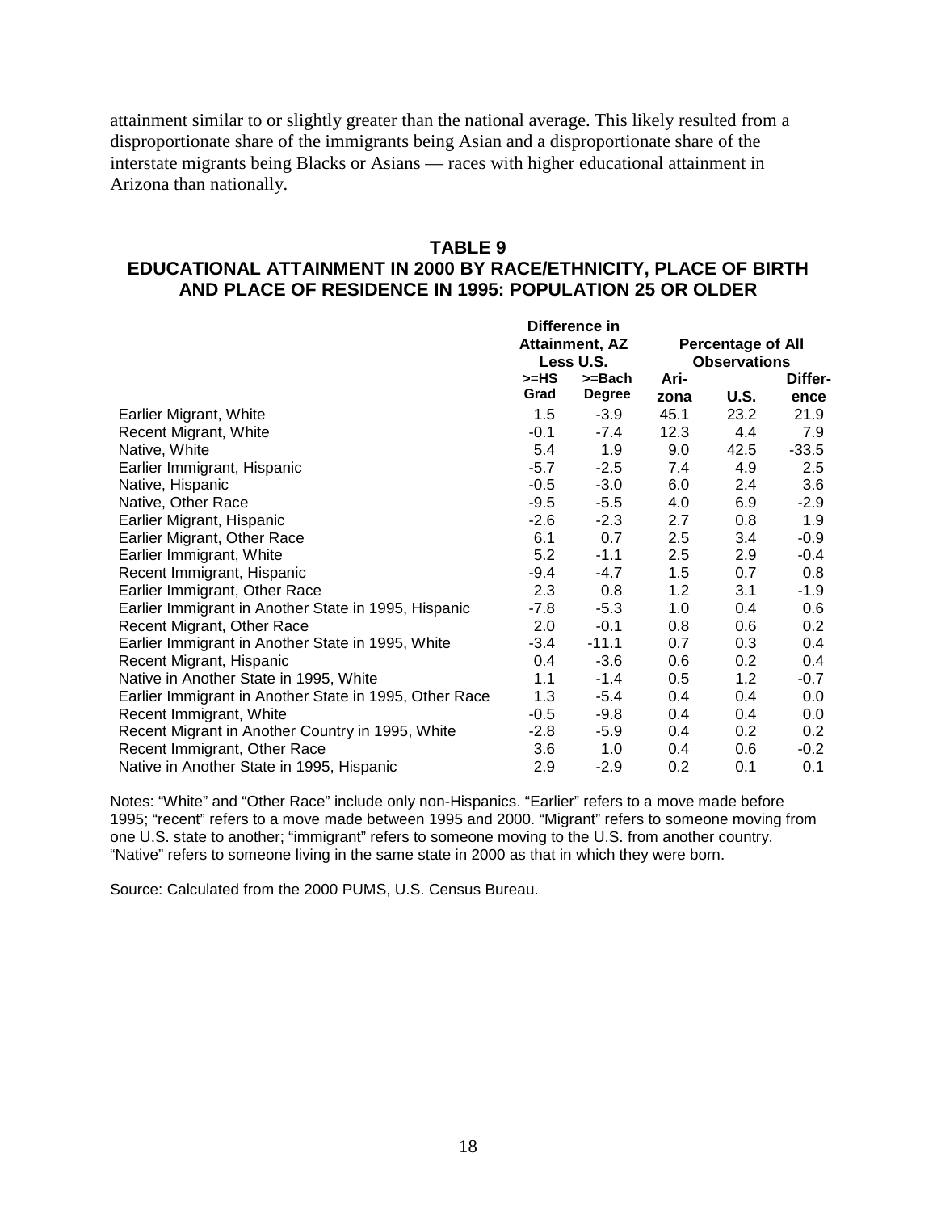attainment similar to or slightly greater than the national average. This likely resulted from a disproportionate share of the immigrants being Asian and a disproportionate share of the interstate migrants being Blacks or Asians — races with higher educational attainment in Arizona than nationally.

## TABLE 9
## EDUCATIONAL ATTAINMENT IN 2000 BY RACE/ETHNICITY, PLACE OF BIRTH AND PLACE OF RESIDENCE IN 1995: POPULATION 25 OR OLDER

| | Difference in Attainment, AZ Less U.S. | | Percentage of All Observations | | |
|---|---|---|---|---|---|
| | >=HS Grad | >=Bach Degree | Arizona | U.S. | Difference |
| Earlier Migrant, White | 1.5 | -3.9 | 45.1 | 23.2 | 21.9 |
| Recent Migrant, White | -0.1 | -7.4 | 12.3 | 4.4 | 7.9 |
| Native, White | 5.4 | 1.9 | 9.0 | 42.5 | -33.5 |
| Earlier Immigrant, Hispanic | -5.7 | -2.5 | 7.4 | 4.9 | 2.5 |
| Native, Hispanic | -0.5 | -3.0 | 6.0 | 2.4 | 3.6 |
| Native, Other Race | -9.5 | -5.5 | 4.0 | 6.9 | -2.9 |
| Earlier Migrant, Hispanic | -2.6 | -2.3 | 2.7 | 0.8 | 1.9 |
| Earlier Migrant, Other Race | 6.1 | 0.7 | 2.5 | 3.4 | -0.9 |
| Earlier Immigrant, White | 5.2 | -1.1 | 2.5 | 2.9 | -0.4 |
| Recent Immigrant, Hispanic | -9.4 | -4.7 | 1.5 | 0.7 | 0.8 |
| Earlier Immigrant, Other Race | 2.3 | 0.8 | 1.2 | 3.1 | -1.9 |
| Earlier Immigrant in Another State in 1995, Hispanic | -7.8 | -5.3 | 1.0 | 0.4 | 0.6 |
| Recent Migrant, Other Race | 2.0 | -0.1 | 0.8 | 0.6 | 0.2 |
| Earlier Immigrant in Another State in 1995, White | -3.4 | -11.1 | 0.7 | 0.3 | 0.4 |
| Recent Migrant, Hispanic | 0.4 | -3.6 | 0.6 | 0.2 | 0.4 |
| Native in Another State in 1995, White | 1.1 | -1.4 | 0.5 | 1.2 | -0.7 |
| Earlier Immigrant in Another State in 1995, Other Race | 1.3 | -5.4 | 0.4 | 0.4 | 0.0 |
| Recent Immigrant, White | -0.5 | -9.8 | 0.4 | 0.4 | 0.0 |
| Recent Migrant in Another Country in 1995, White | -2.8 | -5.9 | 0.4 | 0.2 | 0.2 |
| Recent Immigrant, Other Race | 3.6 | 1.0 | 0.4 | 0.6 | -0.2 |
| Native in Another State in 1995, Hispanic | 2.9 | -2.9 | 0.2 | 0.1 | 0.1 |

Notes: "White" and "Other Race" include only non-Hispanics. "Earlier" refers to a move made before 1995; "recent" refers to a move made between 1995 and 2000. "Migrant" refers to someone moving from one U.S. state to another; "immigrant" refers to someone moving to the U.S. from another country. "Native" refers to someone living in the same state in 2000 as that in which they were born.

Source: Calculated from the 2000 PUMS, U.S. Census Bureau.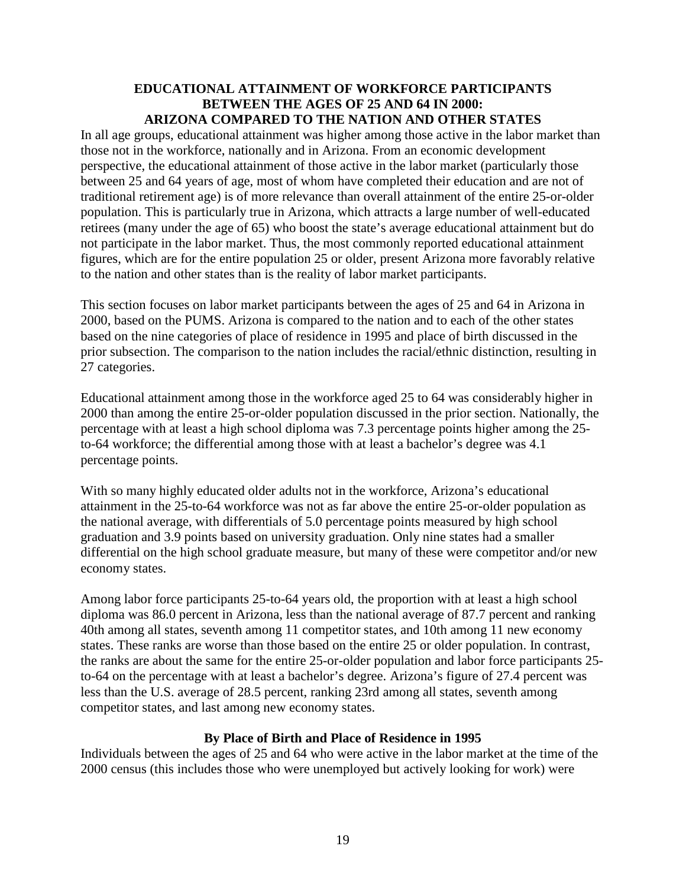## EDUCATIONAL ATTAINMENT OF WORKFORCE PARTICIPANTS BETWEEN THE AGES OF 25 AND 64 IN 2000: ARIZONA COMPARED TO THE NATION AND OTHER STATES

In all age groups, educational attainment was higher among those active in the labor market than those not in the workforce, nationally and in Arizona. From an economic development perspective, the educational attainment of those active in the labor market (particularly those between 25 and 64 years of age, most of whom have completed their education and are not of traditional retirement age) is of more relevance than overall attainment of the entire 25-or-older population. This is particularly true in Arizona, which attracts a large number of well-educated retirees (many under the age of 65) who boost the state's average educational attainment but do not participate in the labor market. Thus, the most commonly reported educational attainment figures, which are for the entire population 25 or older, present Arizona more favorably relative to the nation and other states than is the reality of labor market participants.

This section focuses on labor market participants between the ages of 25 and 64 in Arizona in 2000, based on the PUMS. Arizona is compared to the nation and to each of the other states based on the nine categories of place of residence in 1995 and place of birth discussed in the prior subsection. The comparison to the nation includes the racial/ethnic distinction, resulting in 27 categories.

Educational attainment among those in the workforce aged 25 to 64 was considerably higher in 2000 than among the entire 25-or-older population discussed in the prior section. Nationally, the percentage with at least a high school diploma was 7.3 percentage points higher among the 25-to-64 workforce; the differential among those with at least a bachelor's degree was 4.1 percentage points.

With so many highly educated older adults not in the workforce, Arizona's educational attainment in the 25-to-64 workforce was not as far above the entire 25-or-older population as the national average, with differentials of 5.0 percentage points measured by high school graduation and 3.9 points based on university graduation. Only nine states had a smaller differential on the high school graduate measure, but many of these were competitor and/or new economy states.

Among labor force participants 25-to-64 years old, the proportion with at least a high school diploma was 86.0 percent in Arizona, less than the national average of 87.7 percent and ranking 40th among all states, seventh among 11 competitor states, and 10th among 11 new economy states. These ranks are worse than those based on the entire 25 or older population. In contrast, the ranks are about the same for the entire 25-or-older population and labor force participants 25-to-64 on the percentage with at least a bachelor's degree. Arizona's figure of 27.4 percent was less than the U.S. average of 28.5 percent, ranking 23rd among all states, seventh among competitor states, and last among new economy states.

### By Place of Birth and Place of Residence in 1995

Individuals between the ages of 25 and 64 who were active in the labor market at the time of the 2000 census (this includes those who were unemployed but actively looking for work) were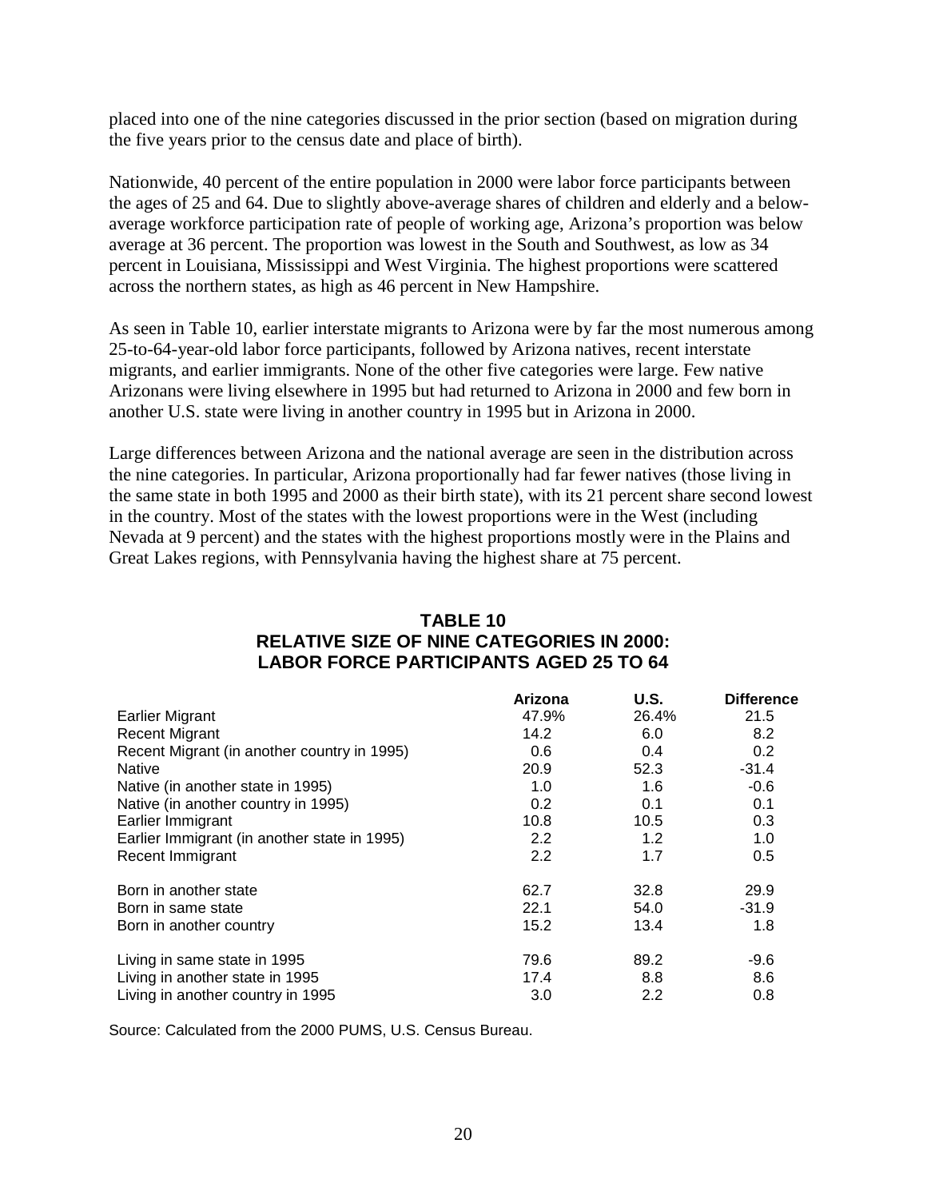placed into one of the nine categories discussed in the prior section (based on migration during the five years prior to the census date and place of birth).

Nationwide, 40 percent of the entire population in 2000 were labor force participants between the ages of 25 and 64. Due to slightly above-average shares of children and elderly and a below-average workforce participation rate of people of working age, Arizona's proportion was below average at 36 percent. The proportion was lowest in the South and Southwest, as low as 34 percent in Louisiana, Mississippi and West Virginia. The highest proportions were scattered across the northern states, as high as 46 percent in New Hampshire.

As seen in Table 10, earlier interstate migrants to Arizona were by far the most numerous among 25-to-64-year-old labor force participants, followed by Arizona natives, recent interstate migrants, and earlier immigrants. None of the other five categories were large. Few native Arizonans were living elsewhere in 1995 but had returned to Arizona in 2000 and few born in another U.S. state were living in another country in 1995 but in Arizona in 2000.

Large differences between Arizona and the national average are seen in the distribution across the nine categories. In particular, Arizona proportionally had far fewer natives (those living in the same state in both 1995 and 2000 as their birth state), with its 21 percent share second lowest in the country. Most of the states with the lowest proportions were in the West (including Nevada at 9 percent) and the states with the highest proportions mostly were in the Plains and Great Lakes regions, with Pennsylvania having the highest share at 75 percent.

**TABLE 10**
**RELATIVE SIZE OF NINE CATEGORIES IN 2000: LABOR FORCE PARTICIPANTS AGED 25 TO 64**

| | Arizona | U.S. | Difference |
|---|---|---|---|
| Earlier Migrant | 47.9% | 26.4% | 21.5 |
| Recent Migrant | 14.2 | 6.0 | 8.2 |
| Recent Migrant (in another country in 1995) | 0.6 | 0.4 | 0.2 |
| Native | 20.9 | 52.3 | -31.4 |
| Native (in another state in 1995) | 1.0 | 1.6 | -0.6 |
| Native (in another country in 1995) | 0.2 | 0.1 | 0.1 |
| Earlier Immigrant | 10.8 | 10.5 | 0.3 |
| Earlier Immigrant (in another state in 1995) | 2.2 | 1.2 | 1.0 |
| Recent Immigrant | 2.2 | 1.7 | 0.5 |
| | | | |
| Born in another state | 62.7 | 32.8 | 29.9 |
| Born in same state | 22.1 | 54.0 | -31.9 |
| Born in another country | 15.2 | 13.4 | 1.8 |
| | | | |
| Living in same state in 1995 | 79.6 | 89.2 | -9.6 |
| Living in another state in 1995 | 17.4 | 8.8 | 8.6 |
| Living in another country in 1995 | 3.0 | 2.2 | 0.8 |

Source: Calculated from the 2000 PUMS, U.S. Census Bureau.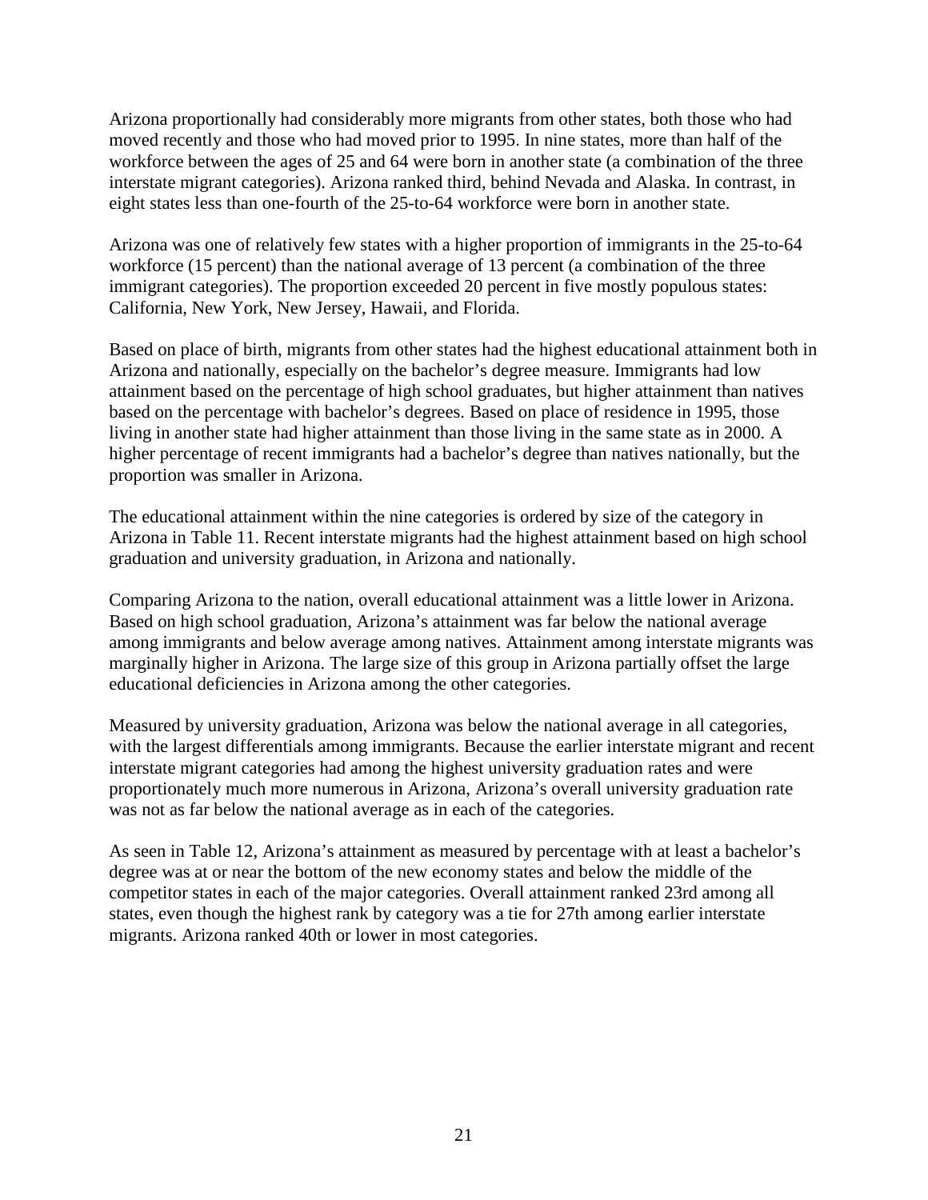Arizona proportionally had considerably more migrants from other states, both those who had moved recently and those who had moved prior to 1995. In nine states, more than half of the workforce between the ages of 25 and 64 were born in another state (a combination of the three interstate migrant categories). Arizona ranked third, behind Nevada and Alaska. In contrast, in eight states less than one-fourth of the 25-to-64 workforce were born in another state.

Arizona was one of relatively few states with a higher proportion of immigrants in the 25-to-64 workforce (15 percent) than the national average of 13 percent (a combination of the three immigrant categories). The proportion exceeded 20 percent in five mostly populous states: California, New York, New Jersey, Hawaii, and Florida.

Based on place of birth, migrants from other states had the highest educational attainment both in Arizona and nationally, especially on the bachelor's degree measure. Immigrants had low attainment based on the percentage of high school graduates, but higher attainment than natives based on the percentage with bachelor's degrees. Based on place of residence in 1995, those living in another state had higher attainment than those living in the same state as in 2000. A higher percentage of recent immigrants had a bachelor's degree than natives nationally, but the proportion was smaller in Arizona.

The educational attainment within the nine categories is ordered by size of the category in Arizona in Table 11. Recent interstate migrants had the highest attainment based on high school graduation and university graduation, in Arizona and nationally.

Comparing Arizona to the nation, overall educational attainment was a little lower in Arizona. Based on high school graduation, Arizona's attainment was far below the national average among immigrants and below average among natives. Attainment among interstate migrants was marginally higher in Arizona. The large size of this group in Arizona partially offset the large educational deficiencies in Arizona among the other categories.

Measured by university graduation, Arizona was below the national average in all categories, with the largest differentials among immigrants. Because the earlier interstate migrant and recent interstate migrant categories had among the highest university graduation rates and were proportionately much more numerous in Arizona, Arizona's overall university graduation rate was not as far below the national average as in each of the categories.

As seen in Table 12, Arizona's attainment as measured by percentage with at least a bachelor's degree was at or near the bottom of the new economy states and below the middle of the competitor states in each of the major categories. Overall attainment ranked 23rd among all states, even though the highest rank by category was a tie for 27th among earlier interstate migrants. Arizona ranked 40th or lower in most categories.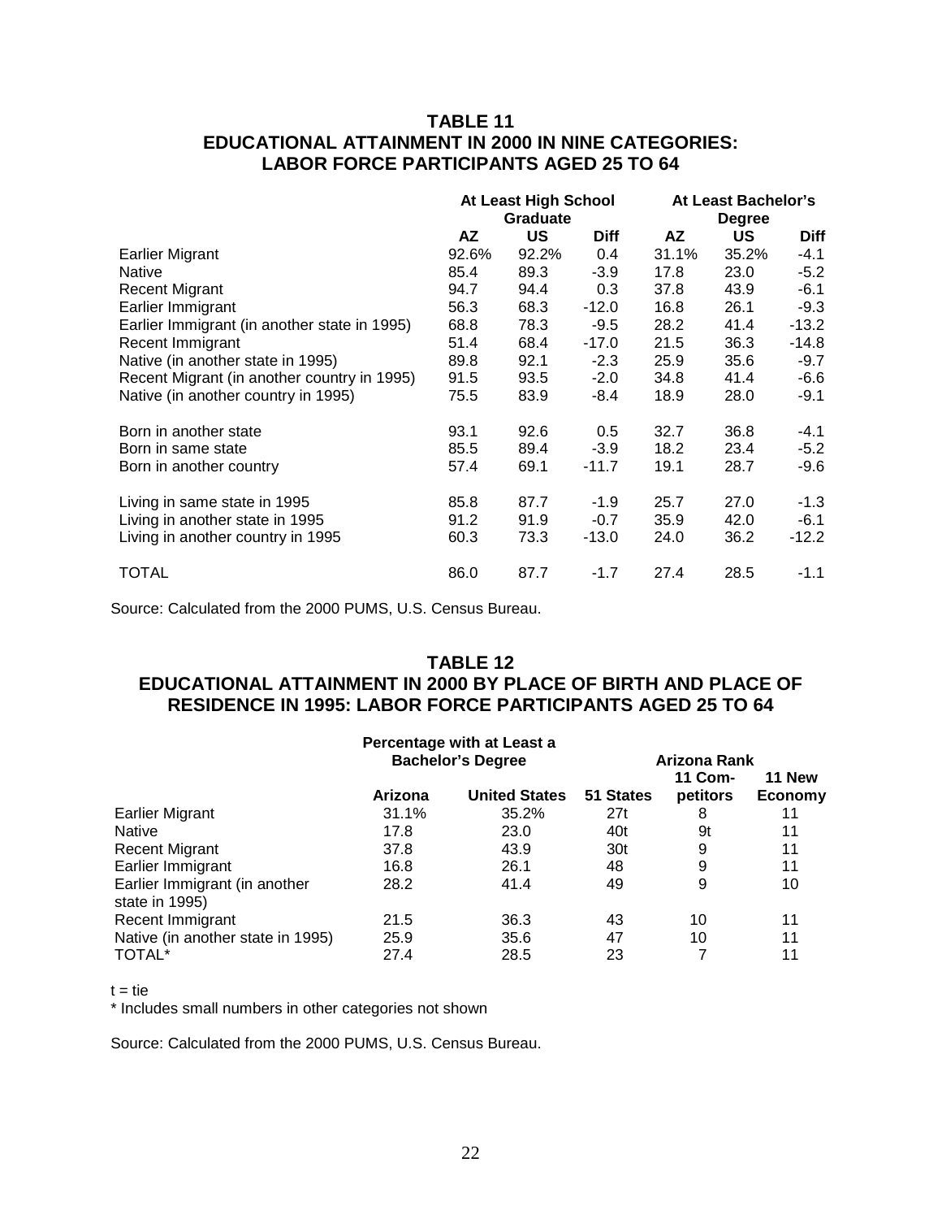## TABLE 11
## EDUCATIONAL ATTAINMENT IN 2000 IN NINE CATEGORIES: LABOR FORCE PARTICIPANTS AGED 25 TO 64

| | At Least High School Graduate | | | At Least Bachelor's Degree | | |
|---|---|---|---|---|---|---|
| | AZ | US | Diff | AZ | US | Diff |
| Earlier Migrant | 92.6% | 92.2% | 0.4 | 31.1% | 35.2% | -4.1 |
| Native | 85.4 | 89.3 | -3.9 | 17.8 | 23.0 | -5.2 |
| Recent Migrant | 94.7 | 94.4 | 0.3 | 37.8 | 43.9 | -6.1 |
| Earlier Immigrant | 56.3 | 68.3 | -12.0 | 16.8 | 26.1 | -9.3 |
| Earlier Immigrant (in another state in 1995) | 68.8 | 78.3 | -9.5 | 28.2 | 41.4 | -13.2 |
| Recent Immigrant | 51.4 | 68.4 | -17.0 | 21.5 | 36.3 | -14.8 |
| Native (in another state in 1995) | 89.8 | 92.1 | -2.3 | 25.9 | 35.6 | -9.7 |
| Recent Migrant (in another country in 1995) | 91.5 | 93.5 | -2.0 | 34.8 | 41.4 | -6.6 |
| Native (in another country in 1995) | 75.5 | 83.9 | -8.4 | 18.9 | 28.0 | -9.1 |
| | | | | | | |
| Born in another state | 93.1 | 92.6 | 0.5 | 32.7 | 36.8 | -4.1 |
| Born in same state | 85.5 | 89.4 | -3.9 | 18.2 | 23.4 | -5.2 |
| Born in another country | 57.4 | 69.1 | -11.7 | 19.1 | 28.7 | -9.6 |
| | | | | | | |
| Living in same state in 1995 | 85.8 | 87.7 | -1.9 | 25.7 | 27.0 | -1.3 |
| Living in another state in 1995 | 91.2 | 91.9 | -0.7 | 35.9 | 42.0 | -6.1 |
| Living in another country in 1995 | 60.3 | 73.3 | -13.0 | 24.0 | 36.2 | -12.2 |
| | | | | | | |
| TOTAL | 86.0 | 87.7 | -1.7 | 27.4 | 28.5 | -1.1 |

Source: Calculated from the 2000 PUMS, U.S. Census Bureau.

## TABLE 12
## EDUCATIONAL ATTAINMENT IN 2000 BY PLACE OF BIRTH AND PLACE OF RESIDENCE IN 1995: LABOR FORCE PARTICIPANTS AGED 25 TO 64

| | Percentage with at Least a Bachelor's Degree | | Arizona Rank | | |
|---|---|---|---|---|---|
| | Arizona | United States | 51 States | 11 Com-petitors | 11 New Economy |
| Earlier Migrant | 31.1% | 35.2% | 27t | 8 | 11 |
| Native | 17.8 | 23.0 | 40t | 9t | 11 |
| Recent Migrant | 37.8 | 43.9 | 30t | 9 | 11 |
| Earlier Immigrant | 16.8 | 26.1 | 48 | 9 | 11 |
| Earlier Immigrant (in another state in 1995) | 28.2 | 41.4 | 49 | 9 | 10 |
| Recent Immigrant | 21.5 | 36.3 | 43 | 10 | 11 |
| Native (in another state in 1995) | 25.9 | 35.6 | 47 | 10 | 11 |
| TOTAL* | 27.4 | 28.5 | 23 | 7 | 11 |

t = tie

* Includes small numbers in other categories not shown

Source: Calculated from the 2000 PUMS, U.S. Census Bureau.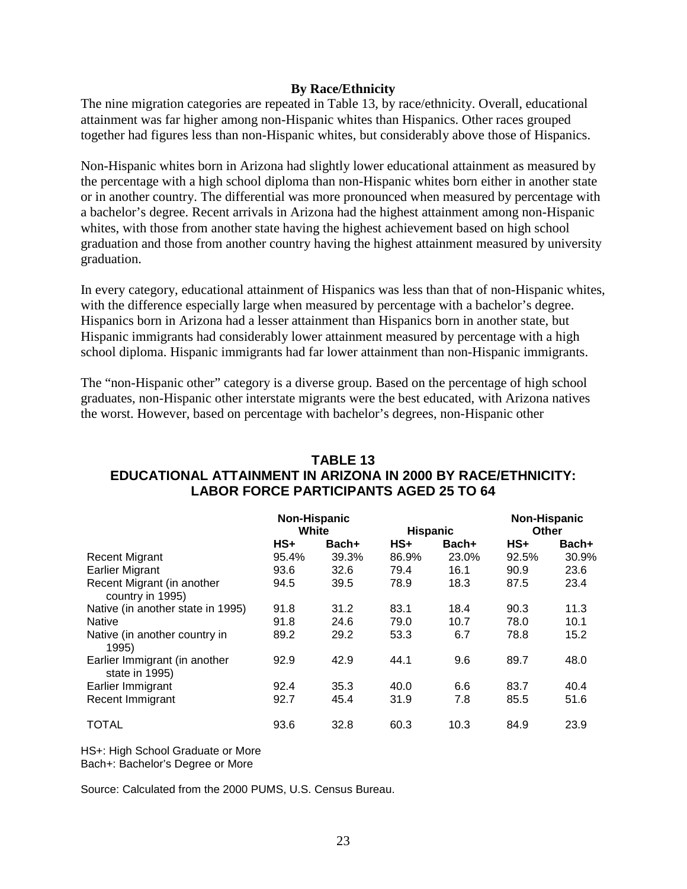### By Race/Ethnicity

The nine migration categories are repeated in Table 13, by race/ethnicity. Overall, educational attainment was far higher among non-Hispanic whites than Hispanics. Other races grouped together had figures less than non-Hispanic whites, but considerably above those of Hispanics.

Non-Hispanic whites born in Arizona had slightly lower educational attainment as measured by the percentage with a high school diploma than non-Hispanic whites born either in another state or in another country. The differential was more pronounced when measured by percentage with a bachelor's degree. Recent arrivals in Arizona had the highest attainment among non-Hispanic whites, with those from another state having the highest achievement based on high school graduation and those from another country having the highest attainment measured by university graduation.

In every category, educational attainment of Hispanics was less than that of non-Hispanic whites, with the difference especially large when measured by percentage with a bachelor's degree. Hispanics born in Arizona had a lesser attainment than Hispanics born in another state, but Hispanic immigrants had considerably lower attainment measured by percentage with a high school diploma. Hispanic immigrants had far lower attainment than non-Hispanic immigrants.

The "non-Hispanic other" category is a diverse group. Based on the percentage of high school graduates, non-Hispanic other interstate migrants were the best educated, with Arizona natives the worst. However, based on percentage with bachelor's degrees, non-Hispanic other

## TABLE 13
## EDUCATIONAL ATTAINMENT IN ARIZONA IN 2000 BY RACE/ETHNICITY: LABOR FORCE PARTICIPANTS AGED 25 TO 64

| | Non-Hispanic White | | Hispanic | | Non-Hispanic Other | |
|---|---|---|---|---|---|---|
| | HS+ | Bach+ | HS+ | Bach+ | HS+ | Bach+ |
| Recent Migrant | 95.4% | 39.3% | 86.9% | 23.0% | 92.5% | 30.9% |
| Earlier Migrant | 93.6 | 32.6 | 79.4 | 16.1 | 90.9 | 23.6 |
| Recent Migrant (in another country in 1995) | 94.5 | 39.5 | 78.9 | 18.3 | 87.5 | 23.4 |
| Native (in another state in 1995) | 91.8 | 31.2 | 83.1 | 18.4 | 90.3 | 11.3 |
| Native | 91.8 | 24.6 | 79.0 | 10.7 | 78.0 | 10.1 |
| Native (in another country in 1995) | 89.2 | 29.2 | 53.3 | 6.7 | 78.8 | 15.2 |
| Earlier Immigrant (in another state in 1995) | 92.9 | 42.9 | 44.1 | 9.6 | 89.7 | 48.0 |
| Earlier Immigrant | 92.4 | 35.3 | 40.0 | 6.6 | 83.7 | 40.4 |
| Recent Immigrant | 92.7 | 45.4 | 31.9 | 7.8 | 85.5 | 51.6 |
| TOTAL | 93.6 | 32.8 | 60.3 | 10.3 | 84.9 | 23.9 |

HS+: High School Graduate or More
Bach+: Bachelor's Degree or More

Source: Calculated from the 2000 PUMS, U.S. Census Bureau.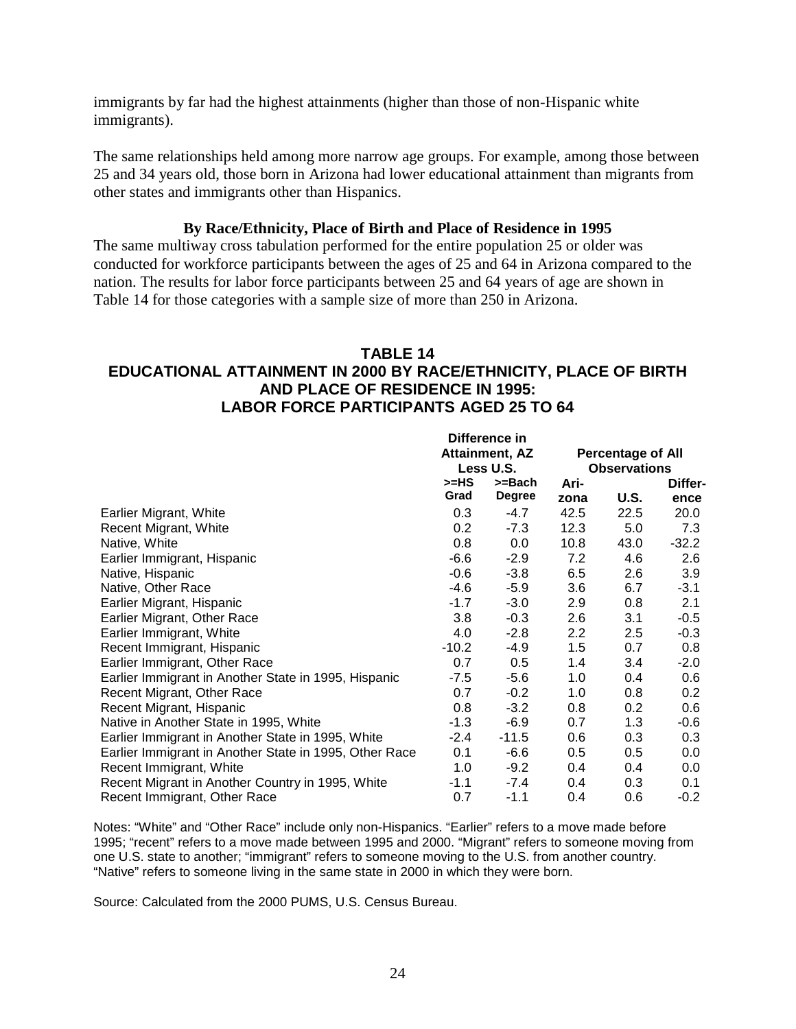immigrants by far had the highest attainments (higher than those of non-Hispanic white immigrants).

The same relationships held among more narrow age groups. For example, among those between 25 and 34 years old, those born in Arizona had lower educational attainment than migrants from other states and immigrants other than Hispanics.

### By Race/Ethnicity, Place of Birth and Place of Residence in 1995

The same multiway cross tabulation performed for the entire population 25 or older was conducted for workforce participants between the ages of 25 and 64 in Arizona compared to the nation. The results for labor force participants between 25 and 64 years of age are shown in Table 14 for those categories with a sample size of more than 250 in Arizona.

## TABLE 14
## EDUCATIONAL ATTAINMENT IN 2000 BY RACE/ETHNICITY, PLACE OF BIRTH AND PLACE OF RESIDENCE IN 1995: LABOR FORCE PARTICIPANTS AGED 25 TO 64

| | Difference in Attainment, AZ Less U.S. | | Percentage of All Observations | | |
|---|---|---|---|---|---|
| | >=HS Grad | >=Bach Degree | Arizona | U.S. | Difference |
| Earlier Migrant, White | 0.3 | -4.7 | 42.5 | 22.5 | 20.0 |
| Recent Migrant, White | 0.2 | -7.3 | 12.3 | 5.0 | 7.3 |
| Native, White | 0.8 | 0.0 | 10.8 | 43.0 | -32.2 |
| Earlier Immigrant, Hispanic | -6.6 | -2.9 | 7.2 | 4.6 | 2.6 |
| Native, Hispanic | -0.6 | -3.8 | 6.5 | 2.6 | 3.9 |
| Native, Other Race | -4.6 | -5.9 | 3.6 | 6.7 | -3.1 |
| Earlier Migrant, Hispanic | -1.7 | -3.0 | 2.9 | 0.8 | 2.1 |
| Earlier Migrant, Other Race | 3.8 | -0.3 | 2.6 | 3.1 | -0.5 |
| Earlier Immigrant, White | 4.0 | -2.8 | 2.2 | 2.5 | -0.3 |
| Recent Immigrant, Hispanic | -10.2 | -4.9 | 1.5 | 0.7 | 0.8 |
| Earlier Immigrant, Other Race | 0.7 | 0.5 | 1.4 | 3.4 | -2.0 |
| Earlier Immigrant in Another State in 1995, Hispanic | -7.5 | -5.6 | 1.0 | 0.4 | 0.6 |
| Recent Migrant, Other Race | 0.7 | -0.2 | 1.0 | 0.8 | 0.2 |
| Recent Migrant, Hispanic | 0.8 | -3.2 | 0.8 | 0.2 | 0.6 |
| Native in Another State in 1995, White | -1.3 | -6.9 | 0.7 | 1.3 | -0.6 |
| Earlier Immigrant in Another State in 1995, White | -2.4 | -11.5 | 0.6 | 0.3 | 0.3 |
| Earlier Immigrant in Another State in 1995, Other Race | 0.1 | -6.6 | 0.5 | 0.5 | 0.0 |
| Recent Immigrant, White | 1.0 | -9.2 | 0.4 | 0.4 | 0.0 |
| Recent Migrant in Another Country in 1995, White | -1.1 | -7.4 | 0.4 | 0.3 | 0.1 |
| Recent Immigrant, Other Race | 0.7 | -1.1 | 0.4 | 0.6 | -0.2 |

Notes: “White” and “Other Race” include only non-Hispanics. “Earlier” refers to a move made before 1995; “recent” refers to a move made between 1995 and 2000. “Migrant” refers to someone moving from one U.S. state to another; “immigrant” refers to someone moving to the U.S. from another country. “Native” refers to someone living in the same state in 2000 in which they were born.

Source: Calculated from the 2000 PUMS, U.S. Census Bureau.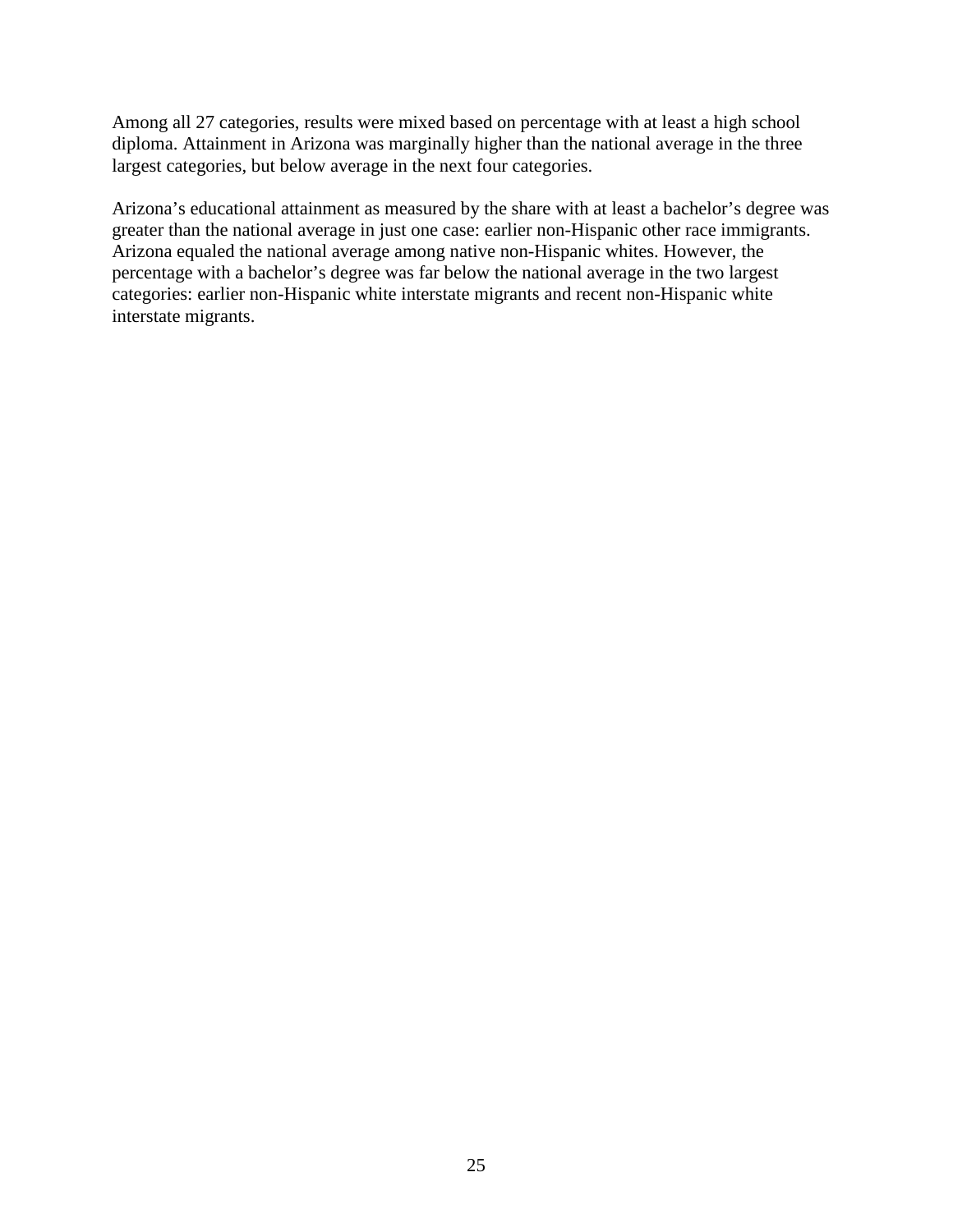Among all 27 categories, results were mixed based on percentage with at least a high school diploma. Attainment in Arizona was marginally higher than the national average in the three largest categories, but below average in the next four categories.

Arizona's educational attainment as measured by the share with at least a bachelor's degree was greater than the national average in just one case: earlier non-Hispanic other race immigrants. Arizona equaled the national average among native non-Hispanic whites. However, the percentage with a bachelor's degree was far below the national average in the two largest categories: earlier non-Hispanic white interstate migrants and recent non-Hispanic white interstate migrants.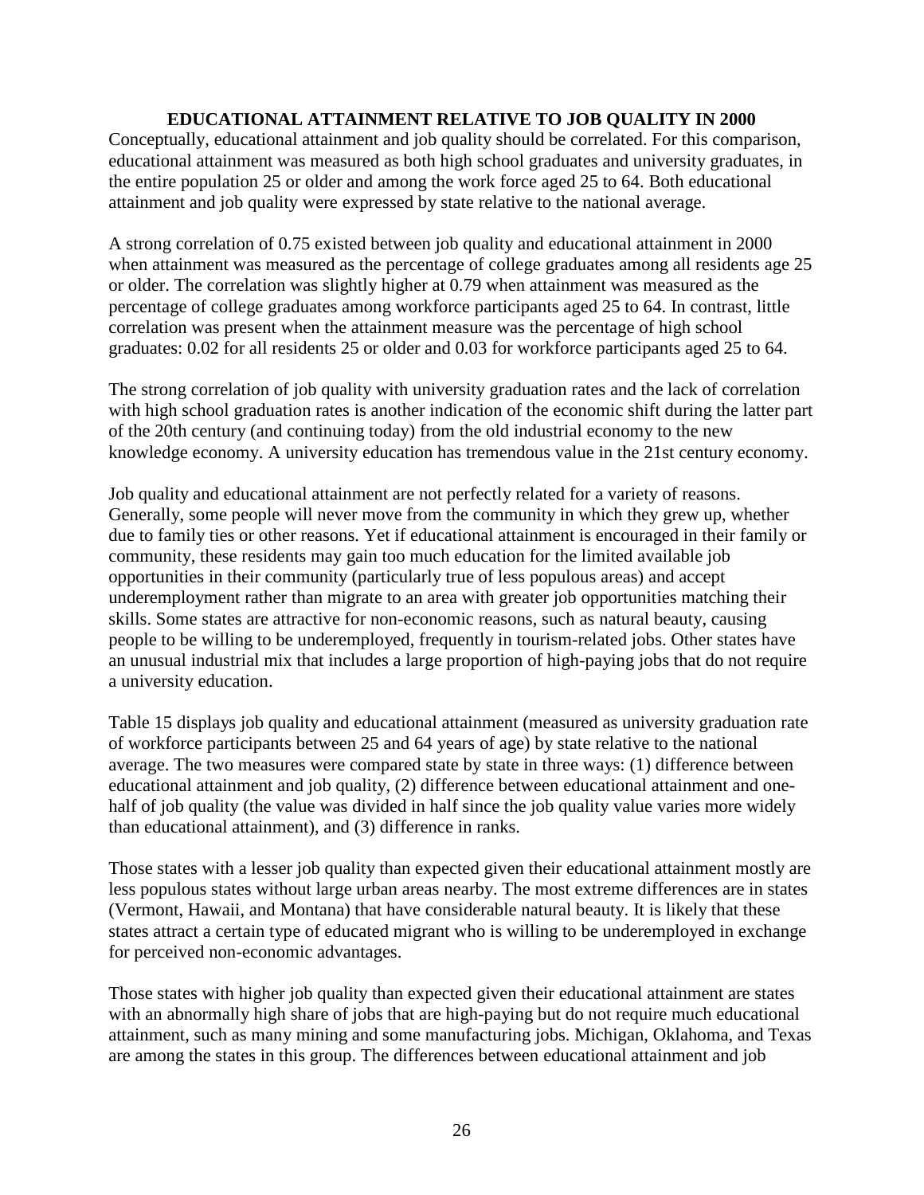## EDUCATIONAL ATTAINMENT RELATIVE TO JOB QUALITY IN 2000

Conceptually, educational attainment and job quality should be correlated. For this comparison, educational attainment was measured as both high school graduates and university graduates, in the entire population 25 or older and among the work force aged 25 to 64. Both educational attainment and job quality were expressed by state relative to the national average.

A strong correlation of 0.75 existed between job quality and educational attainment in 2000 when attainment was measured as the percentage of college graduates among all residents age 25 or older. The correlation was slightly higher at 0.79 when attainment was measured as the percentage of college graduates among workforce participants aged 25 to 64. In contrast, little correlation was present when the attainment measure was the percentage of high school graduates: 0.02 for all residents 25 or older and 0.03 for workforce participants aged 25 to 64.

The strong correlation of job quality with university graduation rates and the lack of correlation with high school graduation rates is another indication of the economic shift during the latter part of the 20th century (and continuing today) from the old industrial economy to the new knowledge economy. A university education has tremendous value in the 21st century economy.

Job quality and educational attainment are not perfectly related for a variety of reasons. Generally, some people will never move from the community in which they grew up, whether due to family ties or other reasons. Yet if educational attainment is encouraged in their family or community, these residents may gain too much education for the limited available job opportunities in their community (particularly true of less populous areas) and accept underemployment rather than migrate to an area with greater job opportunities matching their skills. Some states are attractive for non-economic reasons, such as natural beauty, causing people to be willing to be underemployed, frequently in tourism-related jobs. Other states have an unusual industrial mix that includes a large proportion of high-paying jobs that do not require a university education.

Table 15 displays job quality and educational attainment (measured as university graduation rate of workforce participants between 25 and 64 years of age) by state relative to the national average. The two measures were compared state by state in three ways: (1) difference between educational attainment and job quality, (2) difference between educational attainment and one-half of job quality (the value was divided in half since the job quality value varies more widely than educational attainment), and (3) difference in ranks.

Those states with a lesser job quality than expected given their educational attainment mostly are less populous states without large urban areas nearby. The most extreme differences are in states (Vermont, Hawaii, and Montana) that have considerable natural beauty. It is likely that these states attract a certain type of educated migrant who is willing to be underemployed in exchange for perceived non-economic advantages.

Those states with higher job quality than expected given their educational attainment are states with an abnormally high share of jobs that are high-paying but do not require much educational attainment, such as many mining and some manufacturing jobs. Michigan, Oklahoma, and Texas are among the states in this group. The differences between educational attainment and job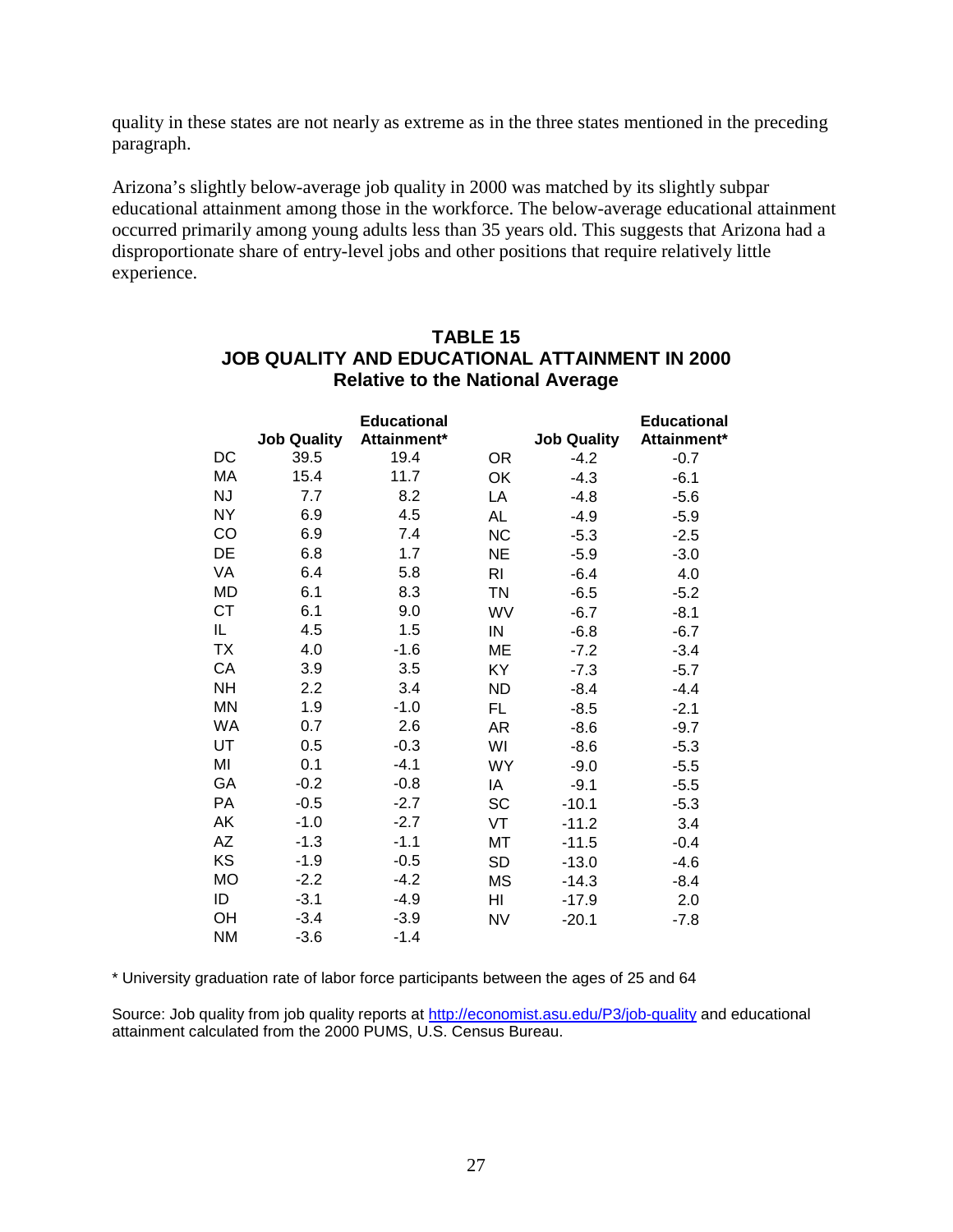quality in these states are not nearly as extreme as in the three states mentioned in the preceding paragraph.

Arizona's slightly below-average job quality in 2000 was matched by its slightly subpar educational attainment among those in the workforce. The below-average educational attainment occurred primarily among young adults less than 35 years old. This suggests that Arizona had a disproportionate share of entry-level jobs and other positions that require relatively little experience.

**TABLE 15**
**JOB QUALITY AND EDUCATIONAL ATTAINMENT IN 2000**
**Relative to the National Average**

| | Job Quality | Educational Attainment* | | Job Quality | Educational Attainment* |
|---|---|---|---|---|---|
| DC | 39.5 | 19.4 | OR | -4.2 | -0.7 |
| MA | 15.4 | 11.7 | OK | -4.3 | -6.1 |
| NJ | 7.7 | 8.2 | LA | -4.8 | -5.6 |
| NY | 6.9 | 4.5 | AL | -4.9 | -5.9 |
| CO | 6.9 | 7.4 | NC | -5.3 | -2.5 |
| DE | 6.8 | 1.7 | NE | -5.9 | -3.0 |
| VA | 6.4 | 5.8 | RI | -6.4 | 4.0 |
| MD | 6.1 | 8.3 | TN | -6.5 | -5.2 |
| CT | 6.1 | 9.0 | WV | -6.7 | -8.1 |
| IL | 4.5 | 1.5 | IN | -6.8 | -6.7 |
| TX | 4.0 | -1.6 | ME | -7.2 | -3.4 |
| CA | 3.9 | 3.5 | KY | -7.3 | -5.7 |
| NH | 2.2 | 3.4 | ND | -8.4 | -4.4 |
| MN | 1.9 | -1.0 | FL | -8.5 | -2.1 |
| WA | 0.7 | 2.6 | AR | -8.6 | -9.7 |
| UT | 0.5 | -0.3 | WI | -8.6 | -5.3 |
| MI | 0.1 | -4.1 | WY | -9.0 | -5.5 |
| GA | -0.2 | -0.8 | IA | -9.1 | -5.5 |
| PA | -0.5 | -2.7 | SC | -10.1 | -5.3 |
| AK | -1.0 | -2.7 | VT | -11.2 | 3.4 |
| AZ | -1.3 | -1.1 | MT | -11.5 | -0.4 |
| KS | -1.9 | -0.5 | SD | -13.0 | -4.6 |
| MO | -2.2 | -4.2 | MS | -14.3 | -8.4 |
| ID | -3.1 | -4.9 | HI | -17.9 | 2.0 |
| OH | -3.4 | -3.9 | NV | -20.1 | -7.8 |
| NM | -3.6 | -1.4 | | | |

* University graduation rate of labor force participants between the ages of 25 and 64

Source: Job quality from job quality reports at http://economist.asu.edu/P3/job-quality and educational attainment calculated from the 2000 PUMS, U.S. Census Bureau.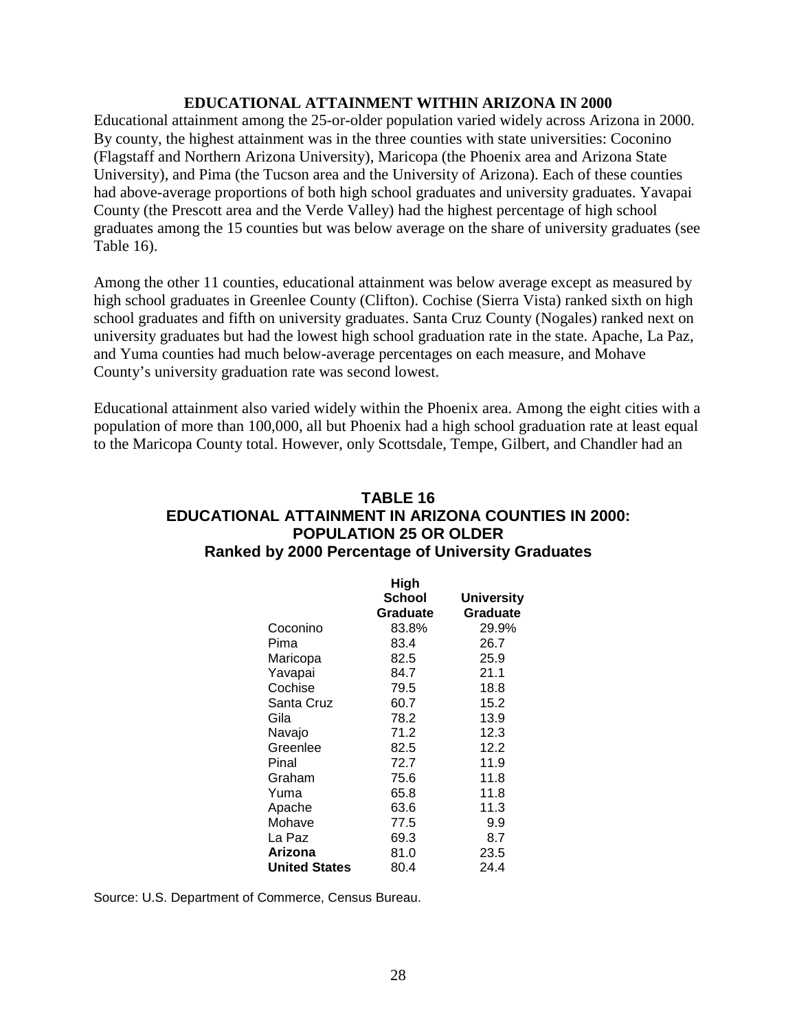## EDUCATIONAL ATTAINMENT WITHIN ARIZONA IN 2000

Educational attainment among the 25-or-older population varied widely across Arizona in 2000. By county, the highest attainment was in the three counties with state universities: Coconino (Flagstaff and Northern Arizona University), Maricopa (the Phoenix area and Arizona State University), and Pima (the Tucson area and the University of Arizona). Each of these counties had above-average proportions of both high school graduates and university graduates. Yavapai County (the Prescott area and the Verde Valley) had the highest percentage of high school graduates among the 15 counties but was below average on the share of university graduates (see Table 16).

Among the other 11 counties, educational attainment was below average except as measured by high school graduates in Greenlee County (Clifton). Cochise (Sierra Vista) ranked sixth on high school graduates and fifth on university graduates. Santa Cruz County (Nogales) ranked next on university graduates but had the lowest high school graduation rate in the state. Apache, La Paz, and Yuma counties had much below-average percentages on each measure, and Mohave County's university graduation rate was second lowest.

Educational attainment also varied widely within the Phoenix area. Among the eight cities with a population of more than 100,000, all but Phoenix had a high school graduation rate at least equal to the Maricopa County total. However, only Scottsdale, Tempe, Gilbert, and Chandler had an

### TABLE 16
### EDUCATIONAL ATTAINMENT IN ARIZONA COUNTIES IN 2000: POPULATION 25 OR OLDER
### Ranked by 2000 Percentage of University Graduates

| | High School Graduate | University Graduate |
|---|---|---|
| Coconino | 83.8% | 29.9% |
| Pima | 83.4 | 26.7 |
| Maricopa | 82.5 | 25.9 |
| Yavapai | 84.7 | 21.1 |
| Cochise | 79.5 | 18.8 |
| Santa Cruz | 60.7 | 15.2 |
| Gila | 78.2 | 13.9 |
| Navajo | 71.2 | 12.3 |
| Greenlee | 82.5 | 12.2 |
| Pinal | 72.7 | 11.9 |
| Graham | 75.6 | 11.8 |
| Yuma | 65.8 | 11.8 |
| Apache | 63.6 | 11.3 |
| Mohave | 77.5 | 9.9 |
| La Paz | 69.3 | 8.7 |
| **Arizona** | 81.0 | 23.5 |
| **United States** | 80.4 | 24.4 |

Source: U.S. Department of Commerce, Census Bureau.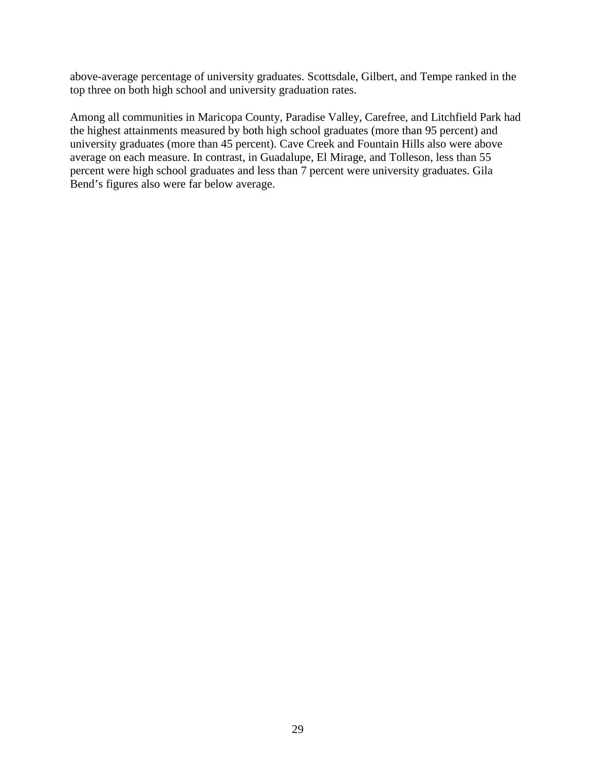above-average percentage of university graduates. Scottsdale, Gilbert, and Tempe ranked in the top three on both high school and university graduation rates.

Among all communities in Maricopa County, Paradise Valley, Carefree, and Litchfield Park had the highest attainments measured by both high school graduates (more than 95 percent) and university graduates (more than 45 percent). Cave Creek and Fountain Hills also were above average on each measure. In contrast, in Guadalupe, El Mirage, and Tolleson, less than 55 percent were high school graduates and less than 7 percent were university graduates. Gila Bend's figures also were far below average.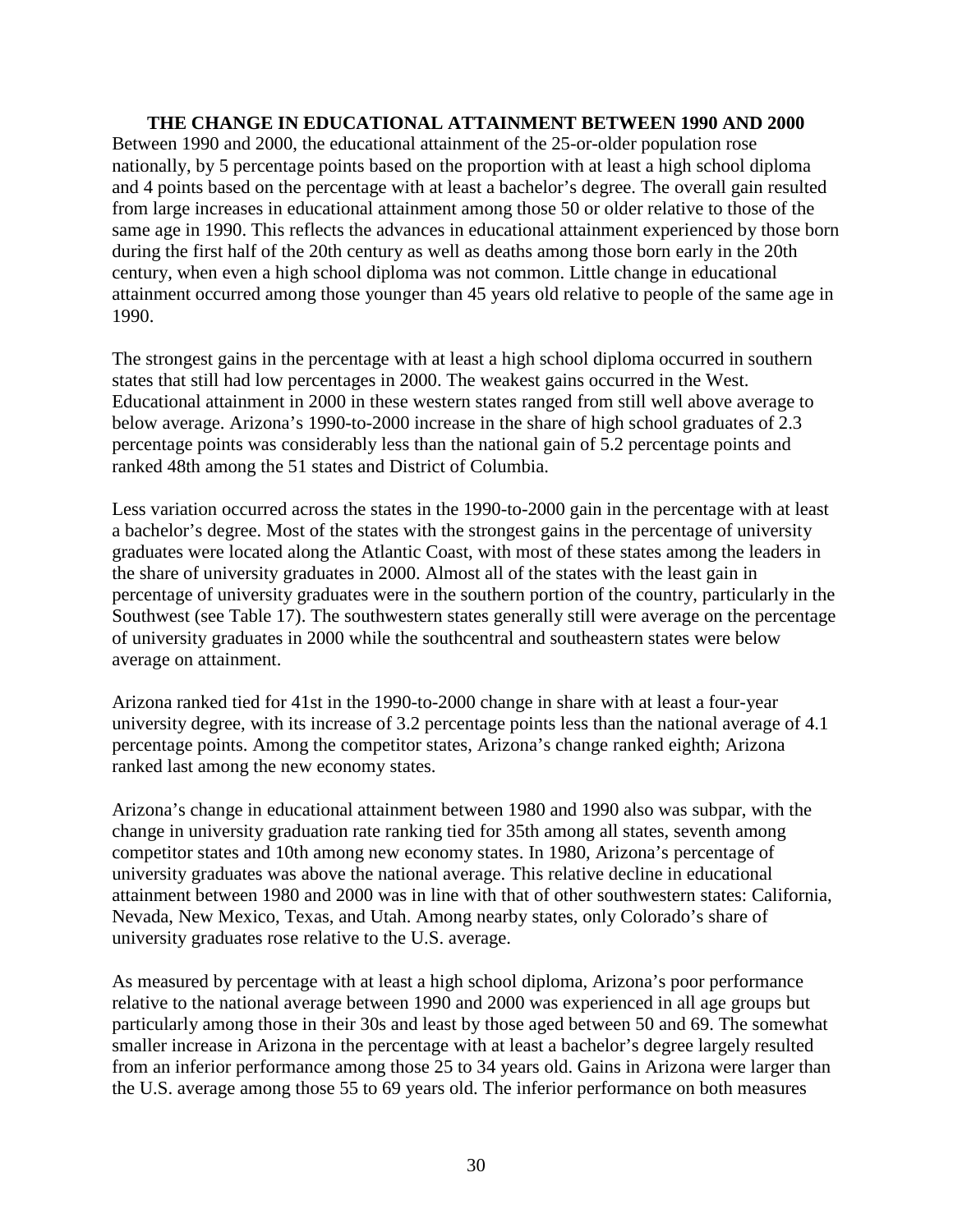## THE CHANGE IN EDUCATIONAL ATTAINMENT BETWEEN 1990 AND 2000

Between 1990 and 2000, the educational attainment of the 25-or-older population rose nationally, by 5 percentage points based on the proportion with at least a high school diploma and 4 points based on the percentage with at least a bachelor's degree. The overall gain resulted from large increases in educational attainment among those 50 or older relative to those of the same age in 1990. This reflects the advances in educational attainment experienced by those born during the first half of the 20th century as well as deaths among those born early in the 20th century, when even a high school diploma was not common. Little change in educational attainment occurred among those younger than 45 years old relative to people of the same age in 1990.

The strongest gains in the percentage with at least a high school diploma occurred in southern states that still had low percentages in 2000. The weakest gains occurred in the West. Educational attainment in 2000 in these western states ranged from still well above average to below average. Arizona's 1990-to-2000 increase in the share of high school graduates of 2.3 percentage points was considerably less than the national gain of 5.2 percentage points and ranked 48th among the 51 states and District of Columbia.

Less variation occurred across the states in the 1990-to-2000 gain in the percentage with at least a bachelor's degree. Most of the states with the strongest gains in the percentage of university graduates were located along the Atlantic Coast, with most of these states among the leaders in the share of university graduates in 2000. Almost all of the states with the least gain in percentage of university graduates were in the southern portion of the country, particularly in the Southwest (see Table 17). The southwestern states generally still were average on the percentage of university graduates in 2000 while the southcentral and southeastern states were below average on attainment.

Arizona ranked tied for 41st in the 1990-to-2000 change in share with at least a four-year university degree, with its increase of 3.2 percentage points less than the national average of 4.1 percentage points. Among the competitor states, Arizona's change ranked eighth; Arizona ranked last among the new economy states.

Arizona's change in educational attainment between 1980 and 1990 also was subpar, with the change in university graduation rate ranking tied for 35th among all states, seventh among competitor states and 10th among new economy states. In 1980, Arizona's percentage of university graduates was above the national average. This relative decline in educational attainment between 1980 and 2000 was in line with that of other southwestern states: California, Nevada, New Mexico, Texas, and Utah. Among nearby states, only Colorado's share of university graduates rose relative to the U.S. average.

As measured by percentage with at least a high school diploma, Arizona's poor performance relative to the national average between 1990 and 2000 was experienced in all age groups but particularly among those in their 30s and least by those aged between 50 and 69. The somewhat smaller increase in Arizona in the percentage with at least a bachelor's degree largely resulted from an inferior performance among those 25 to 34 years old. Gains in Arizona were larger than the U.S. average among those 55 to 69 years old. The inferior performance on both measures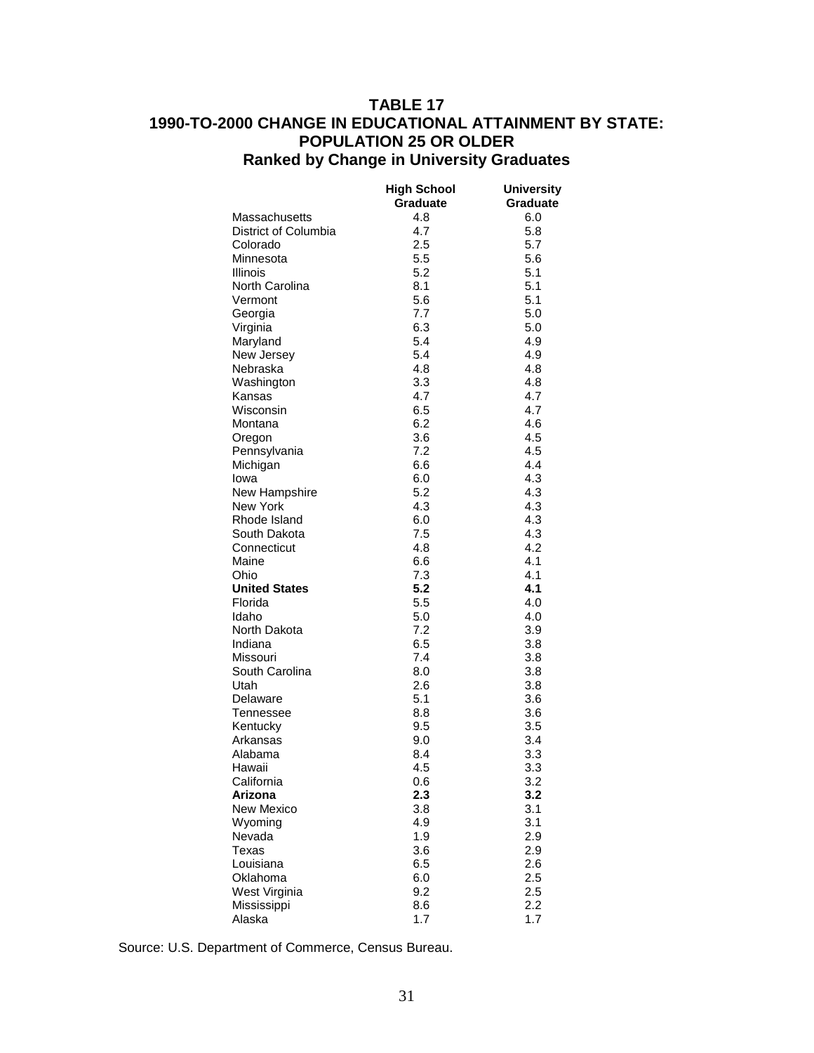# TABLE 17
# 1990-TO-2000 CHANGE IN EDUCATIONAL ATTAINMENT BY STATE: POPULATION 25 OR OLDER
## Ranked by Change in University Graduates

| | High School Graduate | University Graduate |
|---|---|---|
| Massachusetts | 4.8 | 6.0 |
| District of Columbia | 4.7 | 5.8 |
| Colorado | 2.5 | 5.7 |
| Minnesota | 5.5 | 5.6 |
| Illinois | 5.2 | 5.1 |
| North Carolina | 8.1 | 5.1 |
| Vermont | 5.6 | 5.1 |
| Georgia | 7.7 | 5.0 |
| Virginia | 6.3 | 5.0 |
| Maryland | 5.4 | 4.9 |
| New Jersey | 5.4 | 4.9 |
| Nebraska | 4.8 | 4.8 |
| Washington | 3.3 | 4.8 |
| Kansas | 4.7 | 4.7 |
| Wisconsin | 6.5 | 4.7 |
| Montana | 6.2 | 4.6 |
| Oregon | 3.6 | 4.5 |
| Pennsylvania | 7.2 | 4.5 |
| Michigan | 6.6 | 4.4 |
| Iowa | 6.0 | 4.3 |
| New Hampshire | 5.2 | 4.3 |
| New York | 4.3 | 4.3 |
| Rhode Island | 6.0 | 4.3 |
| South Dakota | 7.5 | 4.3 |
| Connecticut | 4.8 | 4.2 |
| Maine | 6.6 | 4.1 |
| Ohio | 7.3 | 4.1 |
| **United States** | **5.2** | **4.1** |
| Florida | 5.5 | 4.0 |
| Idaho | 5.0 | 4.0 |
| North Dakota | 7.2 | 3.9 |
| Indiana | 6.5 | 3.8 |
| Missouri | 7.4 | 3.8 |
| South Carolina | 8.0 | 3.8 |
| Utah | 2.6 | 3.8 |
| Delaware | 5.1 | 3.6 |
| Tennessee | 8.8 | 3.6 |
| Kentucky | 9.5 | 3.5 |
| Arkansas | 9.0 | 3.4 |
| Alabama | 8.4 | 3.3 |
| Hawaii | 4.5 | 3.3 |
| California | 0.6 | 3.2 |
| **Arizona** | **2.3** | **3.2** |
| New Mexico | 3.8 | 3.1 |
| Wyoming | 4.9 | 3.1 |
| Nevada | 1.9 | 2.9 |
| Texas | 3.6 | 2.9 |
| Louisiana | 6.5 | 2.6 |
| Oklahoma | 6.0 | 2.5 |
| West Virginia | 9.2 | 2.5 |
| Mississippi | 8.6 | 2.2 |
| Alaska | 1.7 | 1.7 |

Source: U.S. Department of Commerce, Census Bureau.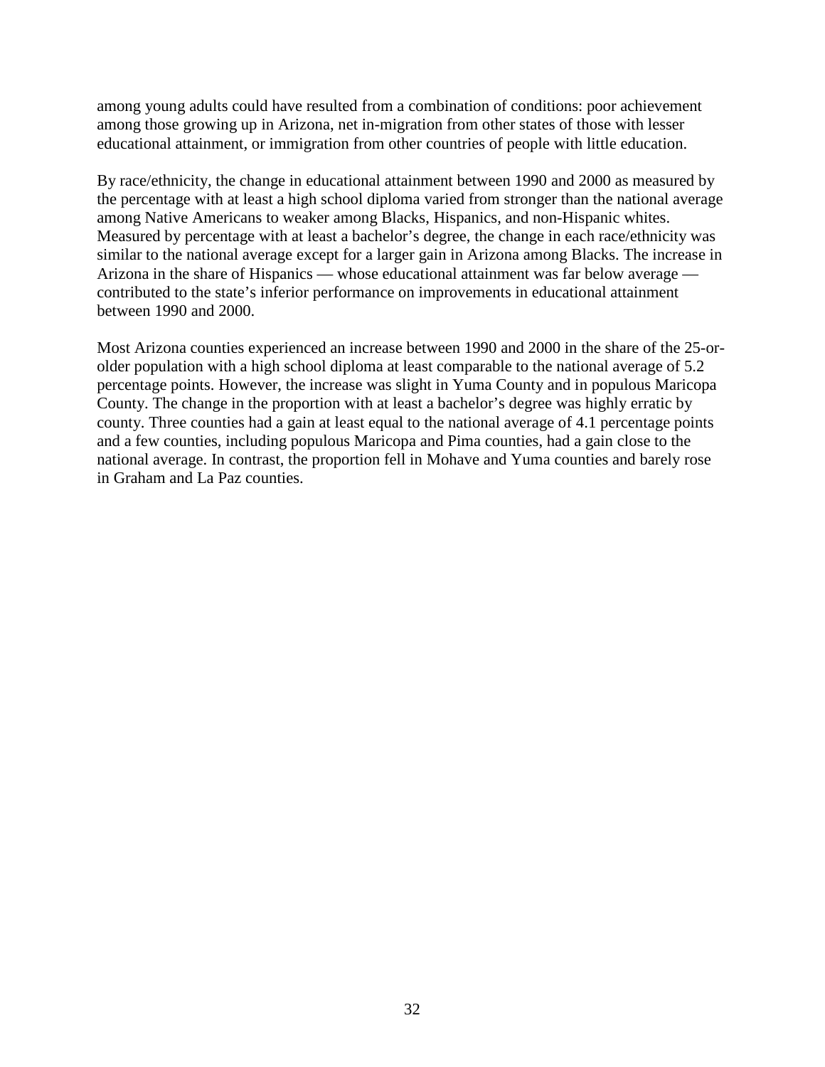among young adults could have resulted from a combination of conditions: poor achievement among those growing up in Arizona, net in-migration from other states of those with lesser educational attainment, or immigration from other countries of people with little education.

By race/ethnicity, the change in educational attainment between 1990 and 2000 as measured by the percentage with at least a high school diploma varied from stronger than the national average among Native Americans to weaker among Blacks, Hispanics, and non-Hispanic whites. Measured by percentage with at least a bachelor's degree, the change in each race/ethnicity was similar to the national average except for a larger gain in Arizona among Blacks. The increase in Arizona in the share of Hispanics — whose educational attainment was far below average — contributed to the state's inferior performance on improvements in educational attainment between 1990 and 2000.

Most Arizona counties experienced an increase between 1990 and 2000 in the share of the 25-or-older population with a high school diploma at least comparable to the national average of 5.2 percentage points. However, the increase was slight in Yuma County and in populous Maricopa County. The change in the proportion with at least a bachelor's degree was highly erratic by county. Three counties had a gain at least equal to the national average of 4.1 percentage points and a few counties, including populous Maricopa and Pima counties, had a gain close to the national average. In contrast, the proportion fell in Mohave and Yuma counties and barely rose in Graham and La Paz counties.